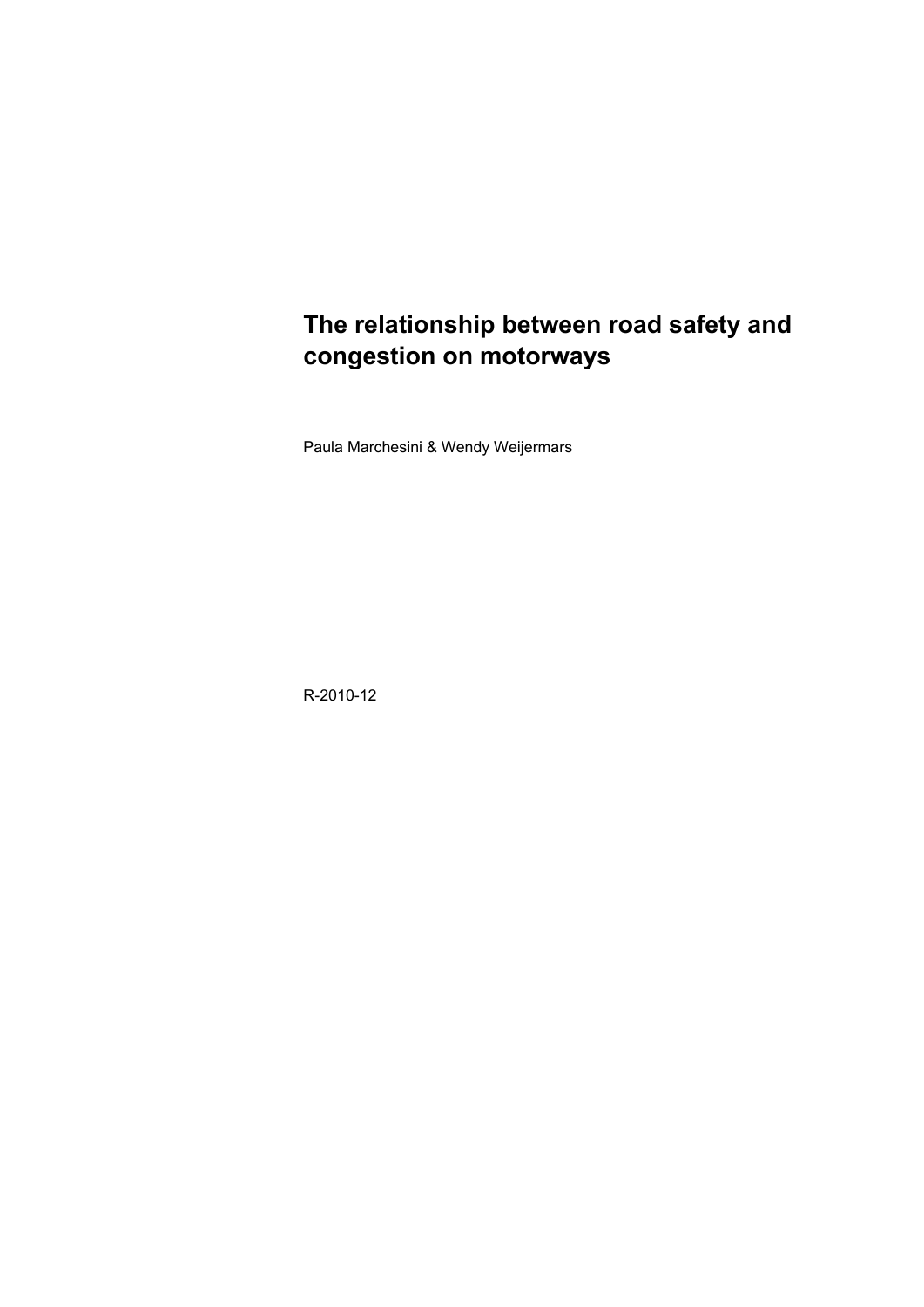# The relationship between road safety and congestion on motorways

Paula Marchesini & Wendy Weijermars

R-2010-12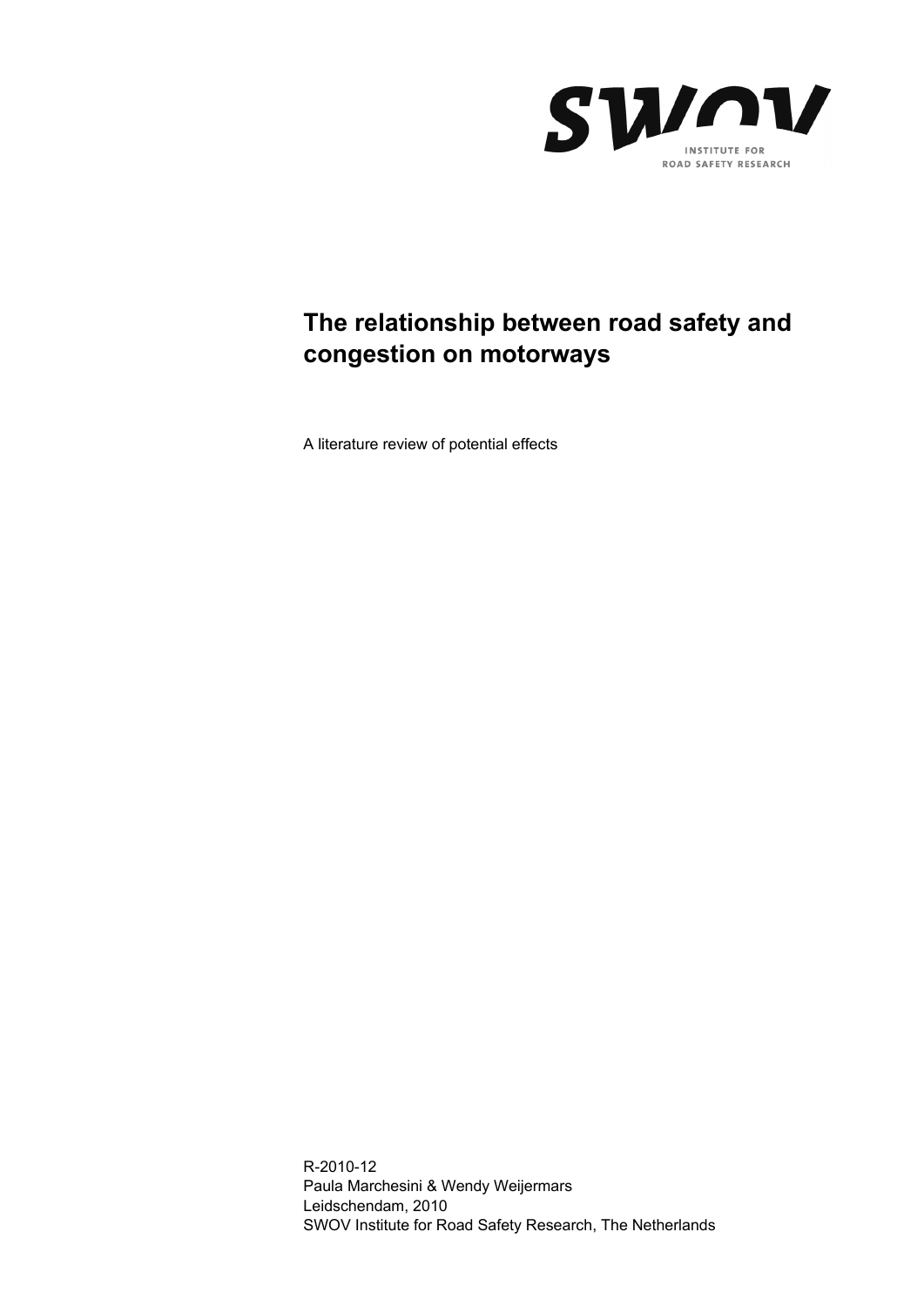# The relationship between road safety and congestion on motorways

A literature review of potential effects

R-2010-12
Paula Marchesini & Wendy Weijermars
Leidschendam, 2010
SWOV Institute for Road Safety Research, The Netherlands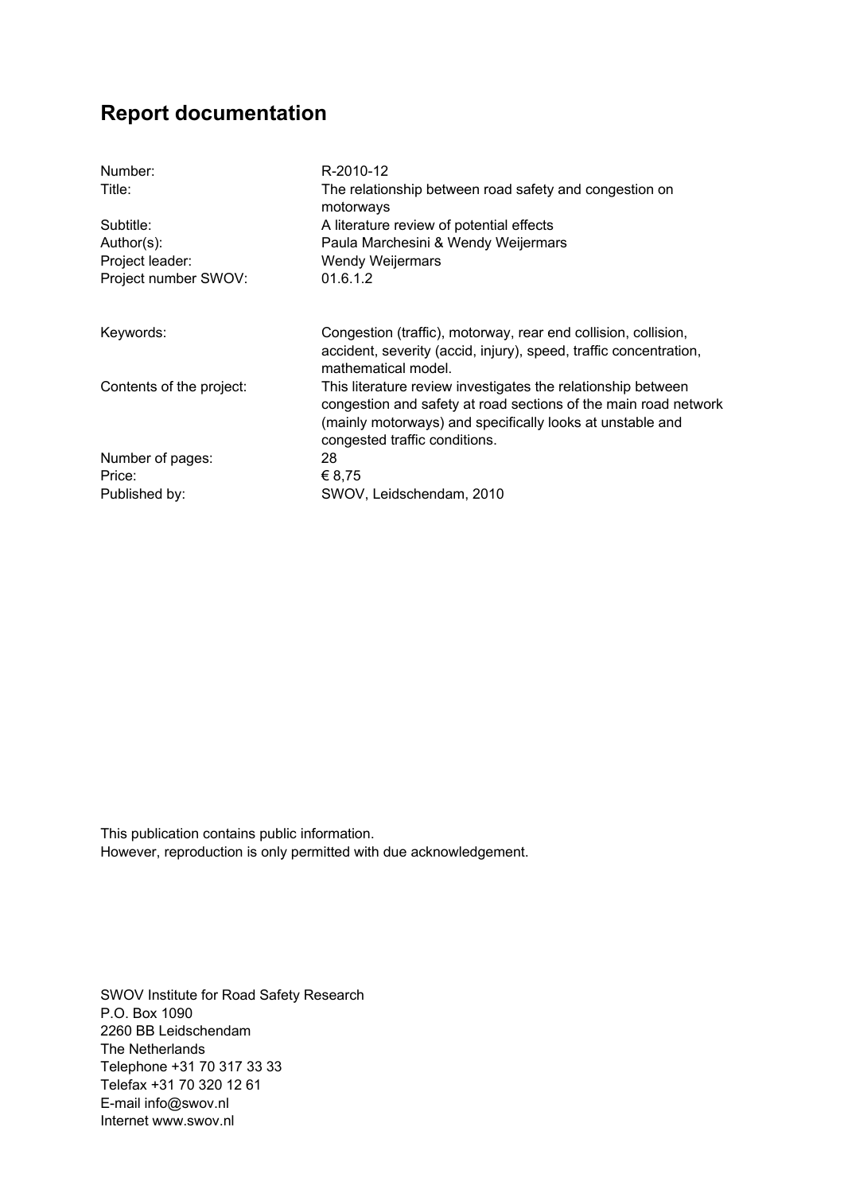# Report documentation

| | |
|---|---|
| Number: | R-2010-12 |
| Title: | The relationship between road safety and congestion on motorways |
| Subtitle: | A literature review of potential effects |
| Author(s): | Paula Marchesini & Wendy Weijermars |
| Project leader: | Wendy Weijermars |
| Project number SWOV: | 01.6.1.2 |
| | |
| Keywords: | Congestion (traffic), motorway, rear end collision, collision, accident, severity (accid, injury), speed, traffic concentration, mathematical model. |
| Contents of the project: | This literature review investigates the relationship between congestion and safety at road sections of the main road network (mainly motorways) and specifically looks at unstable and congested traffic conditions. |
| Number of pages: | 28 |
| Price: | € 8,75 |
| Published by: | SWOV, Leidschendam, 2010 |

This publication contains public information.
However, reproduction is only permitted with due acknowledgement.

SWOV Institute for Road Safety Research
P.O. Box 1090
2260 BB Leidschendam
The Netherlands
Telephone +31 70 317 33 33
Telefax +31 70 320 12 61
E-mail info@swov.nl
Internet www.swov.nl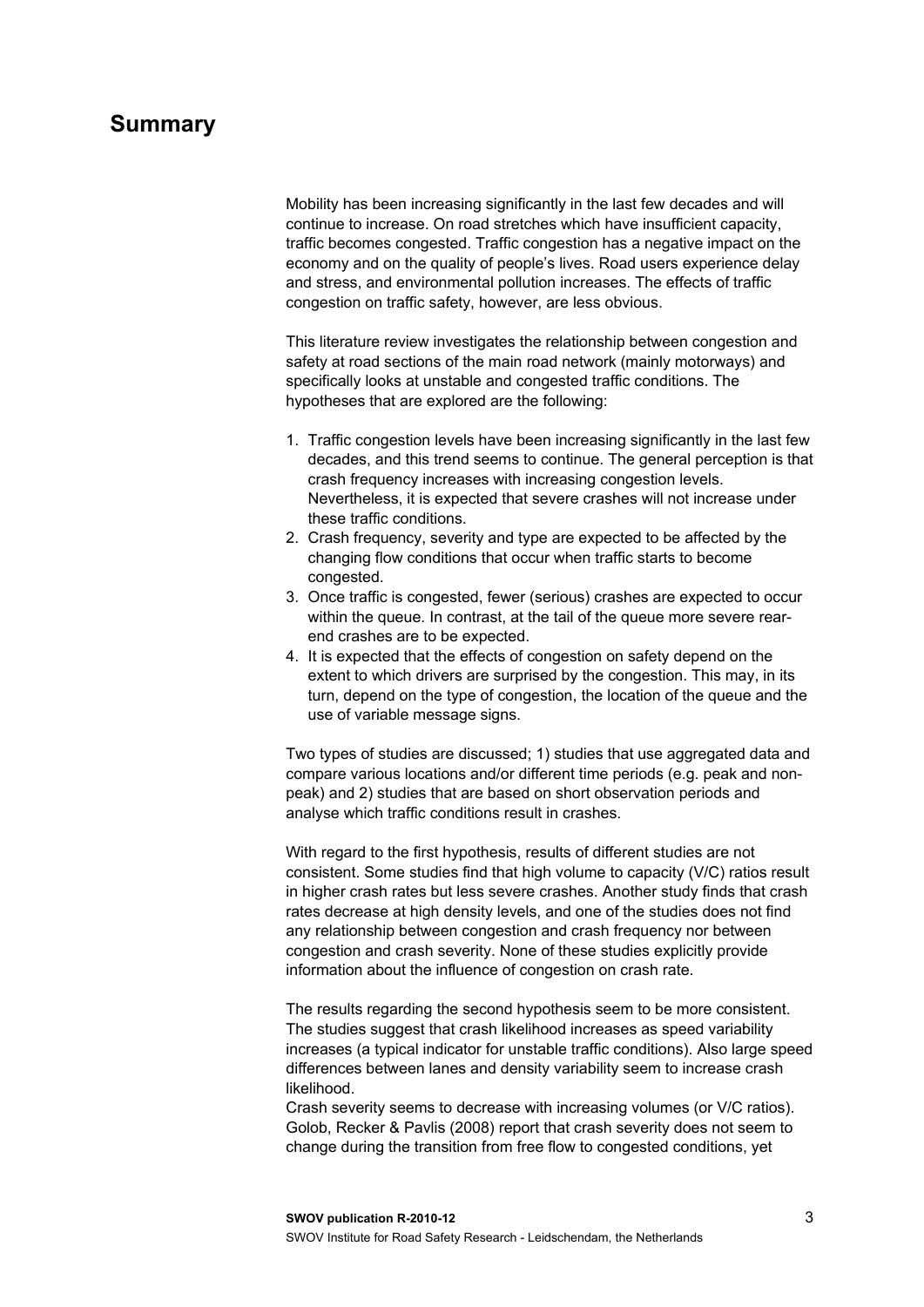# Summary

Mobility has been increasing significantly in the last few decades and will continue to increase. On road stretches which have insufficient capacity, traffic becomes congested. Traffic congestion has a negative impact on the economy and on the quality of people's lives. Road users experience delay and stress, and environmental pollution increases. The effects of traffic congestion on traffic safety, however, are less obvious.

This literature review investigates the relationship between congestion and safety at road sections of the main road network (mainly motorways) and specifically looks at unstable and congested traffic conditions. The hypotheses that are explored are the following:

1. Traffic congestion levels have been increasing significantly in the last few decades, and this trend seems to continue. The general perception is that crash frequency increases with increasing congestion levels. Nevertheless, it is expected that severe crashes will not increase under these traffic conditions.
2. Crash frequency, severity and type are expected to be affected by the changing flow conditions that occur when traffic starts to become congested.
3. Once traffic is congested, fewer (serious) crashes are expected to occur within the queue. In contrast, at the tail of the queue more severe rear-end crashes are to be expected.
4. It is expected that the effects of congestion on safety depend on the extent to which drivers are surprised by the congestion. This may, in its turn, depend on the type of congestion, the location of the queue and the use of variable message signs.

Two types of studies are discussed; 1) studies that use aggregated data and compare various locations and/or different time periods (e.g. peak and non-peak) and 2) studies that are based on short observation periods and analyse which traffic conditions result in crashes.

With regard to the first hypothesis, results of different studies are not consistent. Some studies find that high volume to capacity (V/C) ratios result in higher crash rates but less severe crashes. Another study finds that crash rates decrease at high density levels, and one of the studies does not find any relationship between congestion and crash frequency nor between congestion and crash severity. None of these studies explicitly provide information about the influence of congestion on crash rate.

The results regarding the second hypothesis seem to be more consistent. The studies suggest that crash likelihood increases as speed variability increases (a typical indicator for unstable traffic conditions). Also large speed differences between lanes and density variability seem to increase crash likelihood.
Crash severity seems to decrease with increasing volumes (or V/C ratios). Golob, Recker & Pavlis (2008) report that crash severity does not seem to change during the transition from free flow to congested conditions, yet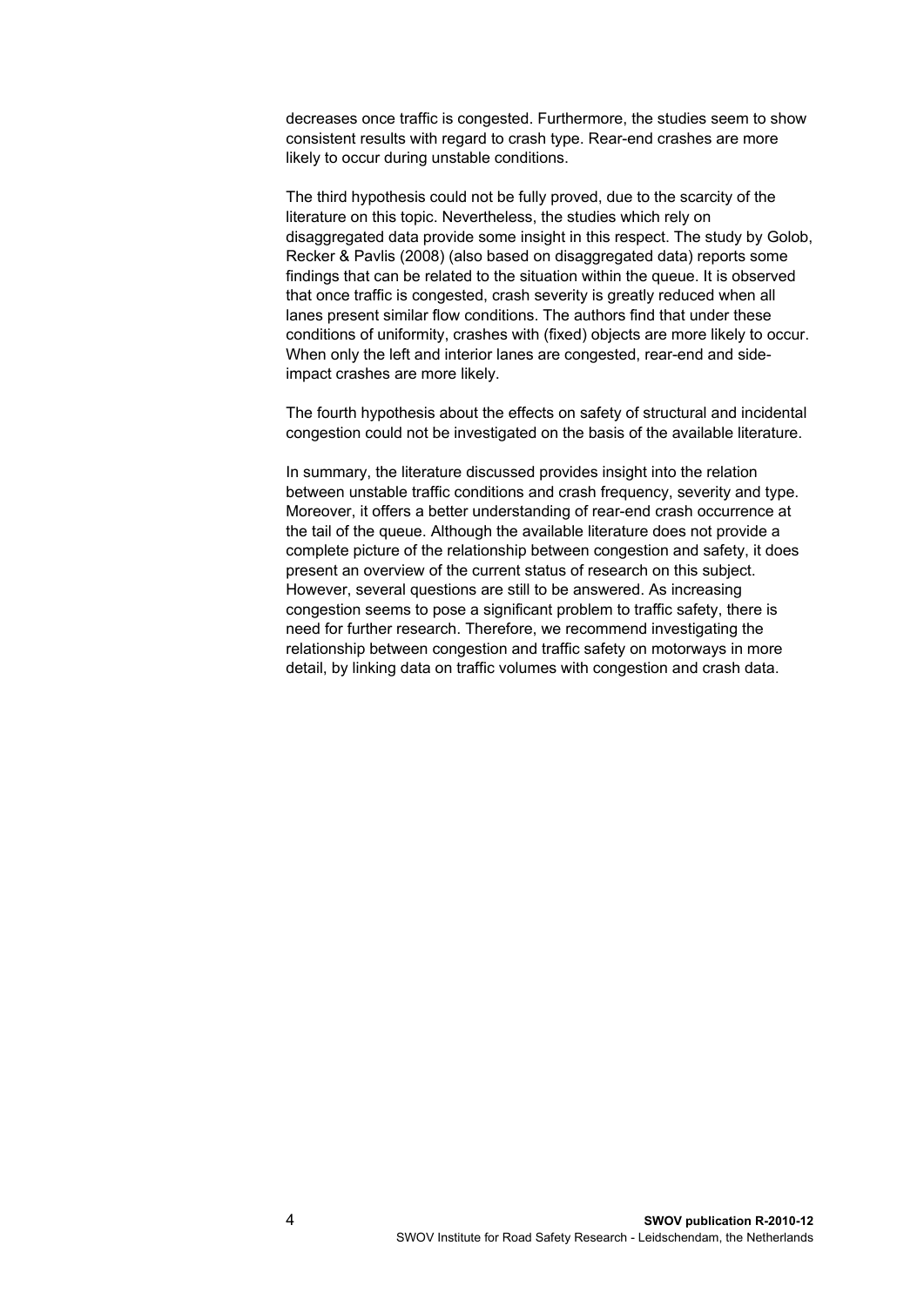decreases once traffic is congested. Furthermore, the studies seem to show consistent results with regard to crash type. Rear-end crashes are more likely to occur during unstable conditions.

The third hypothesis could not be fully proved, due to the scarcity of the literature on this topic. Nevertheless, the studies which rely on disaggregated data provide some insight in this respect. The study by Golob, Recker & Pavlis (2008) (also based on disaggregated data) reports some findings that can be related to the situation within the queue. It is observed that once traffic is congested, crash severity is greatly reduced when all lanes present similar flow conditions. The authors find that under these conditions of uniformity, crashes with (fixed) objects are more likely to occur. When only the left and interior lanes are congested, rear-end and side-impact crashes are more likely.

The fourth hypothesis about the effects on safety of structural and incidental congestion could not be investigated on the basis of the available literature.

In summary, the literature discussed provides insight into the relation between unstable traffic conditions and crash frequency, severity and type. Moreover, it offers a better understanding of rear-end crash occurrence at the tail of the queue. Although the available literature does not provide a complete picture of the relationship between congestion and safety, it does present an overview of the current status of research on this subject. However, several questions are still to be answered. As increasing congestion seems to pose a significant problem to traffic safety, there is need for further research. Therefore, we recommend investigating the relationship between congestion and traffic safety on motorways in more detail, by linking data on traffic volumes with congestion and crash data.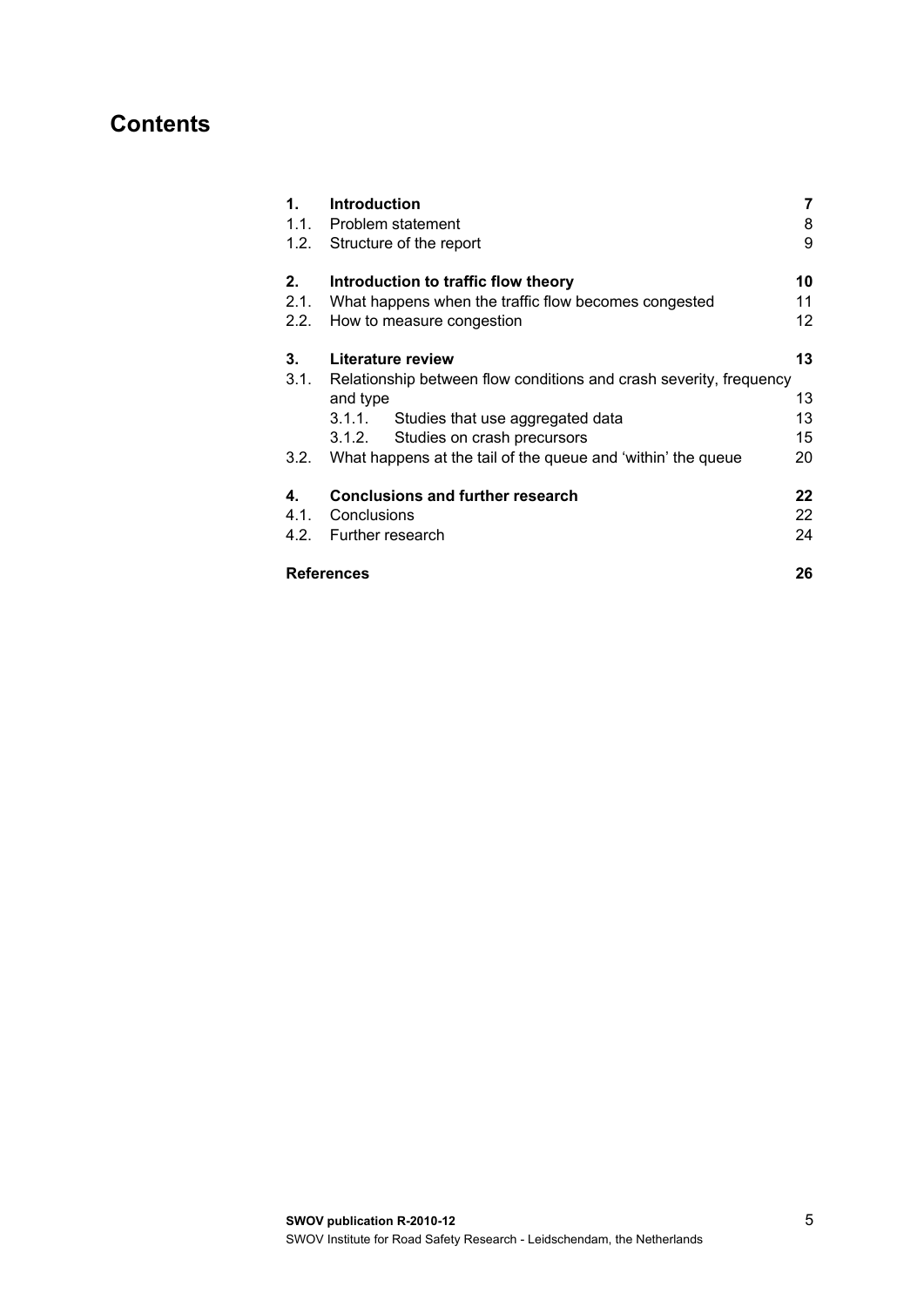# Contents

| | | |
|---|---|---|
| **1.** | **Introduction** | **7** |
| 1.1. | Problem statement | 8 |
| 1.2. | Structure of the report | 9 |
| **2.** | **Introduction to traffic flow theory** | **10** |
| 2.1. | What happens when the traffic flow becomes congested | 11 |
| 2.2. | How to measure congestion | 12 |
| **3.** | **Literature review** | **13** |
| 3.1. | Relationship between flow conditions and crash severity, frequency and type | 13 |
| | 3.1.1. Studies that use aggregated data | 13 |
| | 3.1.2. Studies on crash precursors | 15 |
| 3.2. | What happens at the tail of the queue and 'within' the queue | 20 |
| **4.** | **Conclusions and further research** | **22** |
| 4.1. | Conclusions | 22 |
| 4.2. | Further research | 24 |
| **References** | | **26** |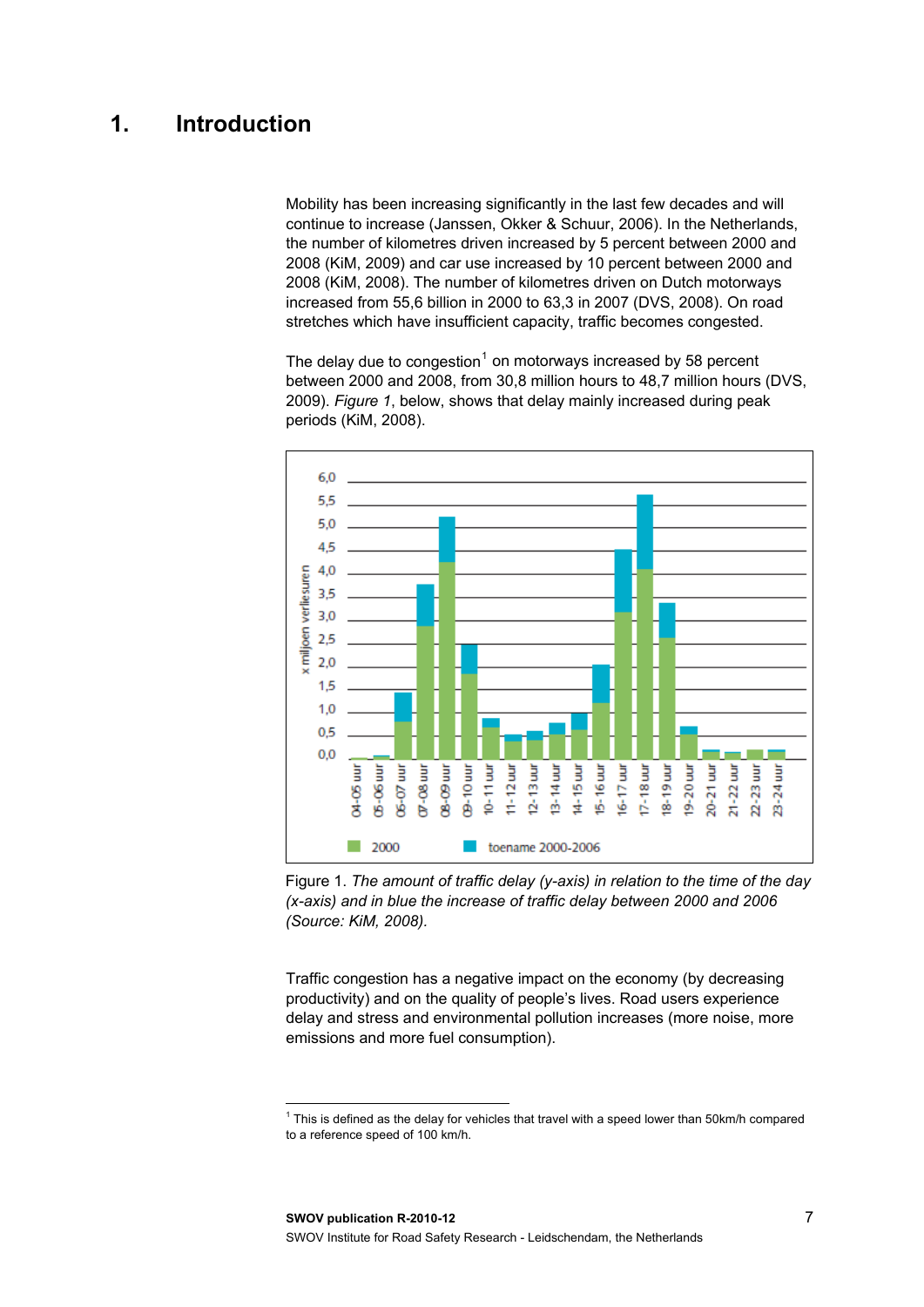# 1. Introduction

Mobility has been increasing significantly in the last few decades and will continue to increase (Janssen, Okker & Schuur, 2006). In the Netherlands, the number of kilometres driven increased by 5 percent between 2000 and 2008 (KiM, 2009) and car use increased by 10 percent between 2000 and 2008 (KiM, 2008). The number of kilometres driven on Dutch motorways increased from 55,6 billion in 2000 to 63,3 in 2007 (DVS, 2008). On road stretches which have insufficient capacity, traffic becomes congested.

The delay due to congestion[1] on motorways increased by 58 percent between 2000 and 2008, from 30,8 million hours to 48,7 million hours (DVS, 2009). *Figure 1*, below, shows that delay mainly increased during peak periods (KiM, 2008).

Figure 1. *The amount of traffic delay (y-axis) in relation to the time of the day (x-axis) and in blue the increase of traffic delay between 2000 and 2006 (Source: KiM, 2008).*

Traffic congestion has a negative impact on the economy (by decreasing productivity) and on the quality of people's lives. Road users experience delay and stress and environmental pollution increases (more noise, more emissions and more fuel consumption).

[1] This is defined as the delay for vehicles that travel with a speed lower than 50km/h compared to a reference speed of 100 km/h.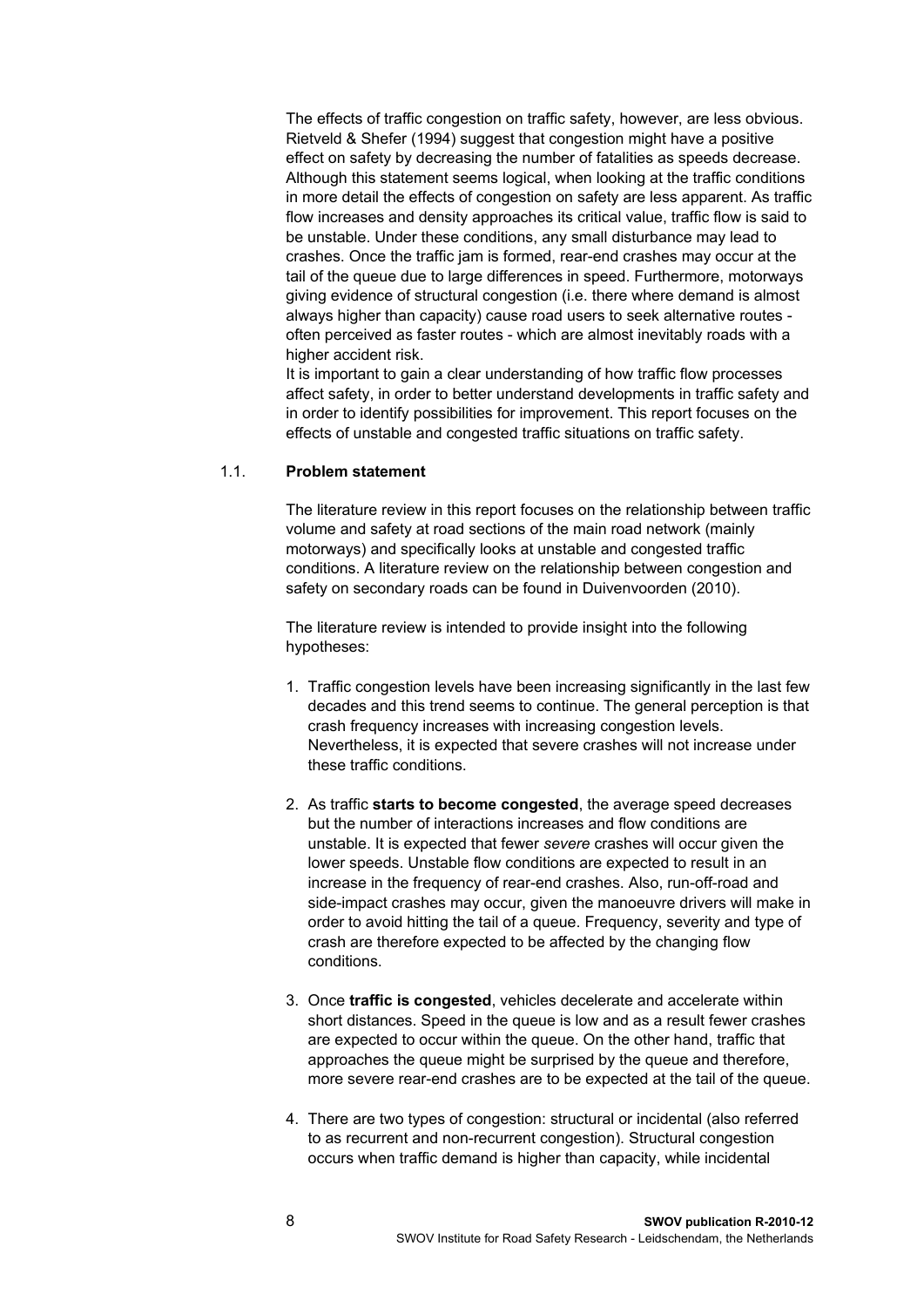The effects of traffic congestion on traffic safety, however, are less obvious. Rietveld & Shefer (1994) suggest that congestion might have a positive effect on safety by decreasing the number of fatalities as speeds decrease. Although this statement seems logical, when looking at the traffic conditions in more detail the effects of congestion on safety are less apparent. As traffic flow increases and density approaches its critical value, traffic flow is said to be unstable. Under these conditions, any small disturbance may lead to crashes. Once the traffic jam is formed, rear-end crashes may occur at the tail of the queue due to large differences in speed. Furthermore, motorways giving evidence of structural congestion (i.e. there where demand is almost always higher than capacity) cause road users to seek alternative routes - often perceived as faster routes - which are almost inevitably roads with a higher accident risk.
It is important to gain a clear understanding of how traffic flow processes affect safety, in order to better understand developments in traffic safety and in order to identify possibilities for improvement. This report focuses on the effects of unstable and congested traffic situations on traffic safety.

## 1.1. Problem statement

The literature review in this report focuses on the relationship between traffic volume and safety at road sections of the main road network (mainly motorways) and specifically looks at unstable and congested traffic conditions. A literature review on the relationship between congestion and safety on secondary roads can be found in Duivenvoorden (2010).

The literature review is intended to provide insight into the following hypotheses:

1. Traffic congestion levels have been increasing significantly in the last few decades and this trend seems to continue. The general perception is that crash frequency increases with increasing congestion levels. Nevertheless, it is expected that severe crashes will not increase under these traffic conditions.

2. As traffic **starts to become congested**, the average speed decreases but the number of interactions increases and flow conditions are unstable. It is expected that fewer *severe* crashes will occur given the lower speeds. Unstable flow conditions are expected to result in an increase in the frequency of rear-end crashes. Also, run-off-road and side-impact crashes may occur, given the manoeuvre drivers will make in order to avoid hitting the tail of a queue. Frequency, severity and type of crash are therefore expected to be affected by the changing flow conditions.

3. Once **traffic is congested**, vehicles decelerate and accelerate within short distances. Speed in the queue is low and as a result fewer crashes are expected to occur within the queue. On the other hand, traffic that approaches the queue might be surprised by the queue and therefore, more severe rear-end crashes are to be expected at the tail of the queue.

4. There are two types of congestion: structural or incidental (also referred to as recurrent and non-recurrent congestion). Structural congestion occurs when traffic demand is higher than capacity, while incidental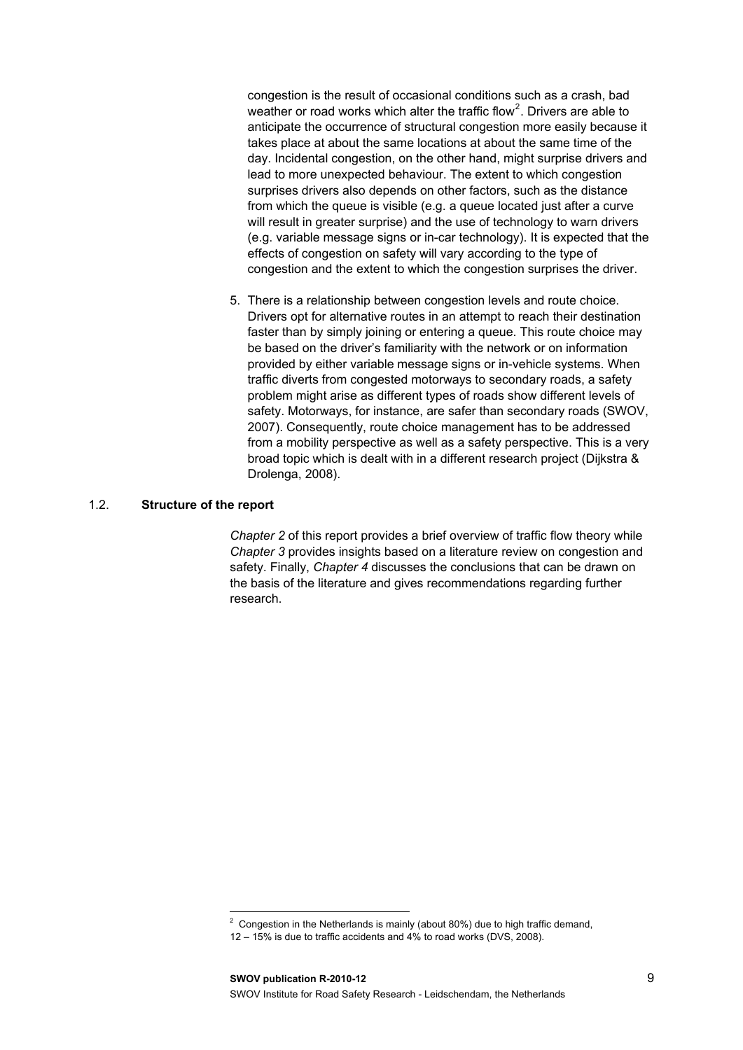congestion is the result of occasional conditions such as a crash, bad weather or road works which alter the traffic flow[2]. Drivers are able to anticipate the occurrence of structural congestion more easily because it takes place at about the same locations at about the same time of the day. Incidental congestion, on the other hand, might surprise drivers and lead to more unexpected behaviour. The extent to which congestion surprises drivers also depends on other factors, such as the distance from which the queue is visible (e.g. a queue located just after a curve will result in greater surprise) and the use of technology to warn drivers (e.g. variable message signs or in-car technology). It is expected that the effects of congestion on safety will vary according to the type of congestion and the extent to which the congestion surprises the driver.

5. There is a relationship between congestion levels and route choice. Drivers opt for alternative routes in an attempt to reach their destination faster than by simply joining or entering a queue. This route choice may be based on the driver's familiarity with the network or on information provided by either variable message signs or in-vehicle systems. When traffic diverts from congested motorways to secondary roads, a safety problem might arise as different types of roads show different levels of safety. Motorways, for instance, are safer than secondary roads (SWOV, 2007). Consequently, route choice management has to be addressed from a mobility perspective as well as a safety perspective. This is a very broad topic which is dealt with in a different research project (Dijkstra & Drolenga, 2008).

## 1.2. Structure of the report

*Chapter 2* of this report provides a brief overview of traffic flow theory while *Chapter 3* provides insights based on a literature review on congestion and safety. Finally, *Chapter 4* discusses the conclusions that can be drawn on the basis of the literature and gives recommendations regarding further research.

[2] Congestion in the Netherlands is mainly (about 80%) due to high traffic demand, 12 – 15% is due to traffic accidents and 4% to road works (DVS, 2008).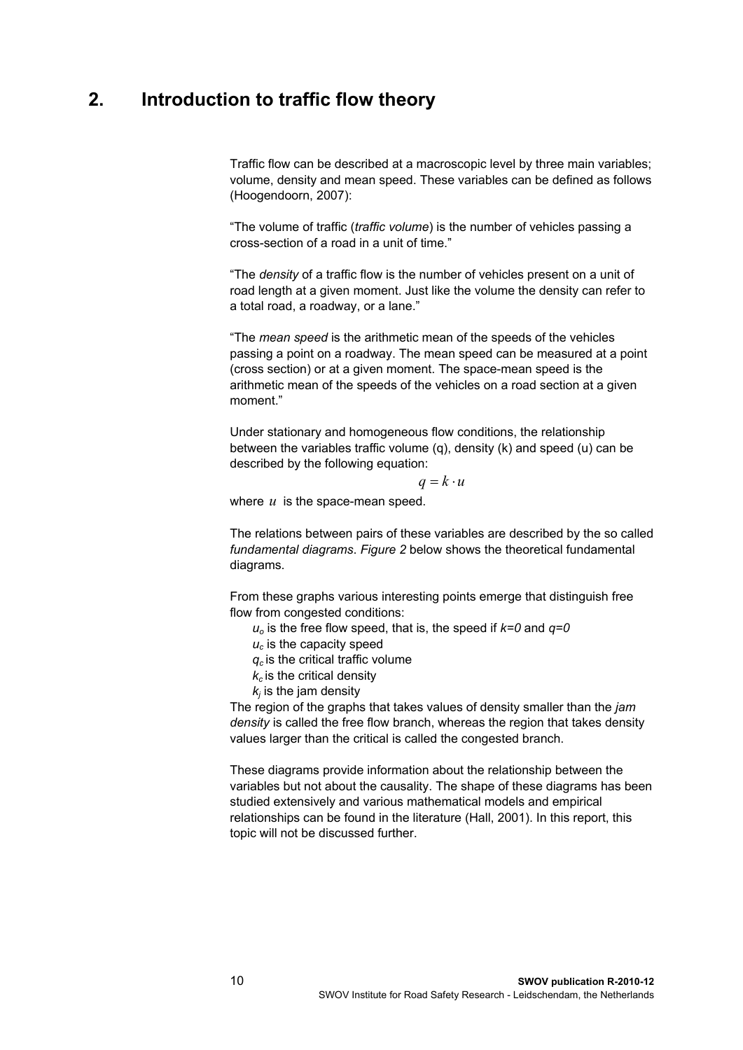# 2. Introduction to traffic flow theory

Traffic flow can be described at a macroscopic level by three main variables; volume, density and mean speed. These variables can be defined as follows (Hoogendoorn, 2007):

"The volume of traffic (*traffic volume*) is the number of vehicles passing a cross-section of a road in a unit of time."

"The *density* of a traffic flow is the number of vehicles present on a unit of road length at a given moment. Just like the volume the density can refer to a total road, a roadway, or a lane."

"The *mean speed* is the arithmetic mean of the speeds of the vehicles passing a point on a roadway. The mean speed can be measured at a point (cross section) or at a given moment. The space-mean speed is the arithmetic mean of the speeds of the vehicles on a road section at a given moment."

Under stationary and homogeneous flow conditions, the relationship between the variables traffic volume (q), density (k) and speed (u) can be described by the following equation:

$$q = k \cdot u$$

where $u$ is the space-mean speed.

The relations between pairs of these variables are described by the so called *fundamental diagrams*. *Figure 2* below shows the theoretical fundamental diagrams.

From these graphs various interesting points emerge that distinguish free flow from congested conditions:

- $u_o$ is the free flow speed, that is, the speed if $k=0$ and $q=0$
- $u_c$ is the capacity speed
- $q_c$ is the critical traffic volume
- $k_c$ is the critical density
- $k_j$ is the jam density

The region of the graphs that takes values of density smaller than the *jam density* is called the free flow branch, whereas the region that takes density values larger than the critical is called the congested branch.

These diagrams provide information about the relationship between the variables but not about the causality. The shape of these diagrams has been studied extensively and various mathematical models and empirical relationships can be found in the literature (Hall, 2001). In this report, this topic will not be discussed further.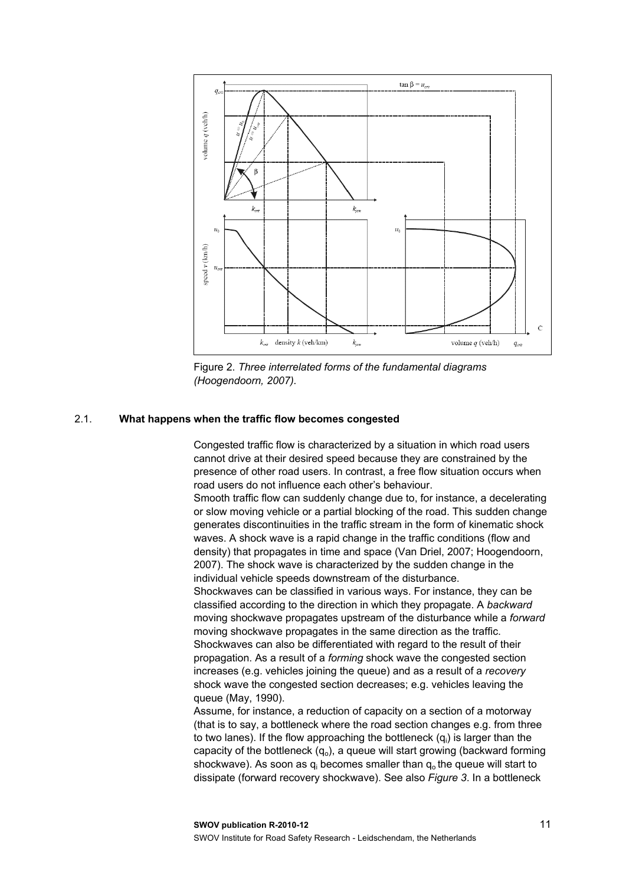Figure 2. *Three interrelated forms of the fundamental diagrams (Hoogendoorn, 2007).*

## 2.1. What happens when the traffic flow becomes congested

Congested traffic flow is characterized by a situation in which road users cannot drive at their desired speed because they are constrained by the presence of other road users. In contrast, a free flow situation occurs when road users do not influence each other's behaviour.

Smooth traffic flow can suddenly change due to, for instance, a decelerating or slow moving vehicle or a partial blocking of the road. This sudden change generates discontinuities in the traffic stream in the form of kinematic shock waves. A shock wave is a rapid change in the traffic conditions (flow and density) that propagates in time and space (Van Driel, 2007; Hoogendoorn, 2007). The shock wave is characterized by the sudden change in the individual vehicle speeds downstream of the disturbance.

Shockwaves can be classified in various ways. For instance, they can be classified according to the direction in which they propagate. A *backward* moving shockwave propagates upstream of the disturbance while a *forward* moving shockwave propagates in the same direction as the traffic. Shockwaves can also be differentiated with regard to the result of their propagation. As a result of a *forming* shock wave the congested section increases (e.g. vehicles joining the queue) and as a result of a *recovery* shock wave the congested section decreases; e.g. vehicles leaving the queue (May, 1990).

Assume, for instance, a reduction of capacity on a section of a motorway (that is to say, a bottleneck where the road section changes e.g. from three to two lanes). If the flow approaching the bottleneck ($q_i$) is larger than the capacity of the bottleneck ($q_o$), a queue will start growing (backward forming shockwave). As soon as $q_i$ becomes smaller than $q_o$ the queue will start to dissipate (forward recovery shockwave). See also *Figure 3*. In a bottleneck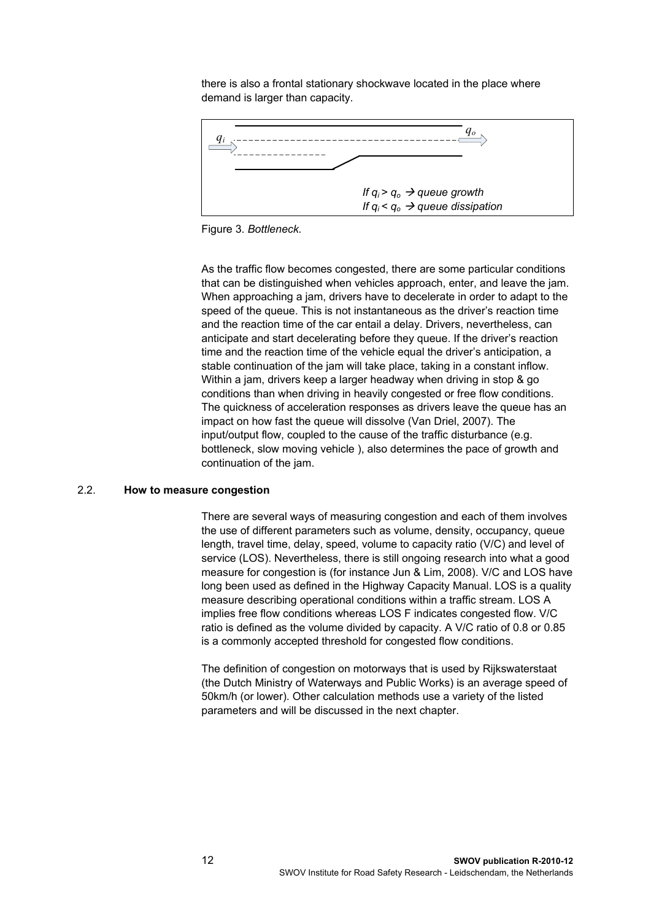there is also a frontal stationary shockwave located in the place where demand is larger than capacity.

$q_i$ $q_o$

*If $q_i > q_o$ → queue growth*
*If $q_i < q_o$ → queue dissipation*

Figure 3. *Bottleneck.*

As the traffic flow becomes congested, there are some particular conditions that can be distinguished when vehicles approach, enter, and leave the jam. When approaching a jam, drivers have to decelerate in order to adapt to the speed of the queue. This is not instantaneous as the driver's reaction time and the reaction time of the car entail a delay. Drivers, nevertheless, can anticipate and start decelerating before they queue. If the driver's reaction time and the reaction time of the vehicle equal the driver's anticipation, a stable continuation of the jam will take place, taking in a constant inflow. Within a jam, drivers keep a larger headway when driving in stop & go conditions than when driving in heavily congested or free flow conditions. The quickness of acceleration responses as drivers leave the queue has an impact on how fast the queue will dissolve (Van Driel, 2007). The input/output flow, coupled to the cause of the traffic disturbance (e.g. bottleneck, slow moving vehicle ), also determines the pace of growth and continuation of the jam.

## 2.2. How to measure congestion

There are several ways of measuring congestion and each of them involves the use of different parameters such as volume, density, occupancy, queue length, travel time, delay, speed, volume to capacity ratio (V/C) and level of service (LOS). Nevertheless, there is still ongoing research into what a good measure for congestion is (for instance Jun & Lim, 2008). V/C and LOS have long been used as defined in the Highway Capacity Manual. LOS is a quality measure describing operational conditions within a traffic stream. LOS A implies free flow conditions whereas LOS F indicates congested flow. V/C ratio is defined as the volume divided by capacity. A V/C ratio of 0.8 or 0.85 is a commonly accepted threshold for congested flow conditions.

The definition of congestion on motorways that is used by Rijkswaterstaat (the Dutch Ministry of Waterways and Public Works) is an average speed of 50km/h (or lower). Other calculation methods use a variety of the listed parameters and will be discussed in the next chapter.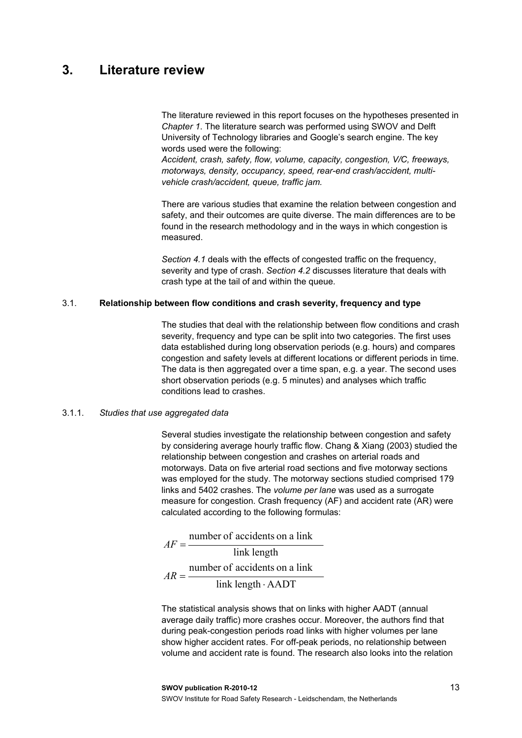# 3. Literature review

The literature reviewed in this report focuses on the hypotheses presented in *Chapter 1*. The literature search was performed using SWOV and Delft University of Technology libraries and Google's search engine. The key words used were the following:
*Accident, crash, safety, flow, volume, capacity, congestion, V/C, freeways, motorways, density, occupancy, speed, rear-end crash/accident, multi-vehicle crash/accident, queue, traffic jam.*

There are various studies that examine the relation between congestion and safety, and their outcomes are quite diverse. The main differences are to be found in the research methodology and in the ways in which congestion is measured.

*Section 4.1* deals with the effects of congested traffic on the frequency, severity and type of crash. *Section 4.2* discusses literature that deals with crash type at the tail of and within the queue.

## 3.1. Relationship between flow conditions and crash severity, frequency and type

The studies that deal with the relationship between flow conditions and crash severity, frequency and type can be split into two categories. The first uses data established during long observation periods (e.g. hours) and compares congestion and safety levels at different locations or different periods in time. The data is then aggregated over a time span, e.g. a year. The second uses short observation periods (e.g. 5 minutes) and analyses which traffic conditions lead to crashes.

### 3.1.1. *Studies that use aggregated data*

Several studies investigate the relationship between congestion and safety by considering average hourly traffic flow. Chang & Xiang (2003) studied the relationship between congestion and crashes on arterial roads and motorways. Data on five arterial road sections and five motorway sections was employed for the study. The motorway sections studied comprised 179 links and 5402 crashes. The *volume per lane* was used as a surrogate measure for congestion. Crash frequency (AF) and accident rate (AR) were calculated according to the following formulas:

$$AF = \frac{\text{number of accidents on a link}}{\text{link length}}$$

$$AR = \frac{\text{number of accidents on a link}}{\text{link length} \cdot \text{AADT}}$$

The statistical analysis shows that on links with higher AADT (annual average daily traffic) more crashes occur. Moreover, the authors find that during peak-congestion periods road links with higher volumes per lane show higher accident rates. For off-peak periods, no relationship between volume and accident rate is found. The research also looks into the relation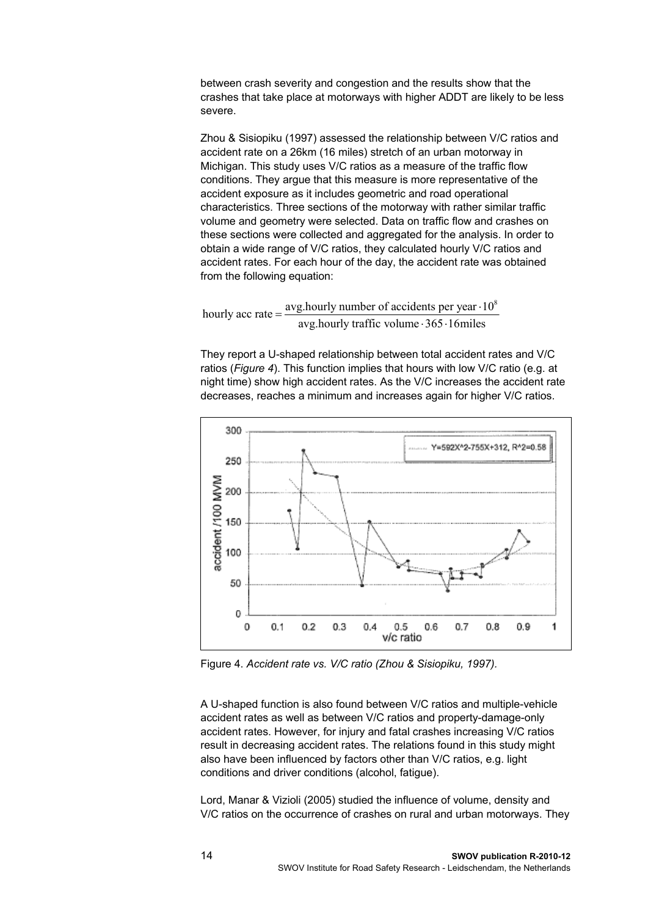between crash severity and congestion and the results show that the crashes that take place at motorways with higher ADDT are likely to be less severe.

Zhou & Sisiopiku (1997) assessed the relationship between V/C ratios and accident rate on a 26km (16 miles) stretch of an urban motorway in Michigan. This study uses V/C ratios as a measure of the traffic flow conditions. They argue that this measure is more representative of the accident exposure as it includes geometric and road operational characteristics. Three sections of the motorway with rather similar traffic volume and geometry were selected. Data on traffic flow and crashes on these sections were collected and aggregated for the analysis. In order to obtain a wide range of V/C ratios, they calculated hourly V/C ratios and accident rates. For each hour of the day, the accident rate was obtained from the following equation:

$$\text{hourly acc rate} = \frac{\text{avg.hourly number of accidents per year} \cdot 10^8}{\text{avg.hourly traffic volume} \cdot 365 \cdot 16\text{miles}}$$

They report a U-shaped relationship between total accident rates and V/C ratios (*Figure 4*). This function implies that hours with low V/C ratio (e.g. at night time) show high accident rates. As the V/C increases the accident rate decreases, reaches a minimum and increases again for higher V/C ratios.

Figure 4. *Accident rate vs. V/C ratio (Zhou & Sisiopiku, 1997).*

A U-shaped function is also found between V/C ratios and multiple-vehicle accident rates as well as between V/C ratios and property-damage-only accident rates. However, for injury and fatal crashes increasing V/C ratios result in decreasing accident rates. The relations found in this study might also have been influenced by factors other than V/C ratios, e.g. light conditions and driver conditions (alcohol, fatigue).

Lord, Manar & Vizioli (2005) studied the influence of volume, density and V/C ratios on the occurrence of crashes on rural and urban motorways. They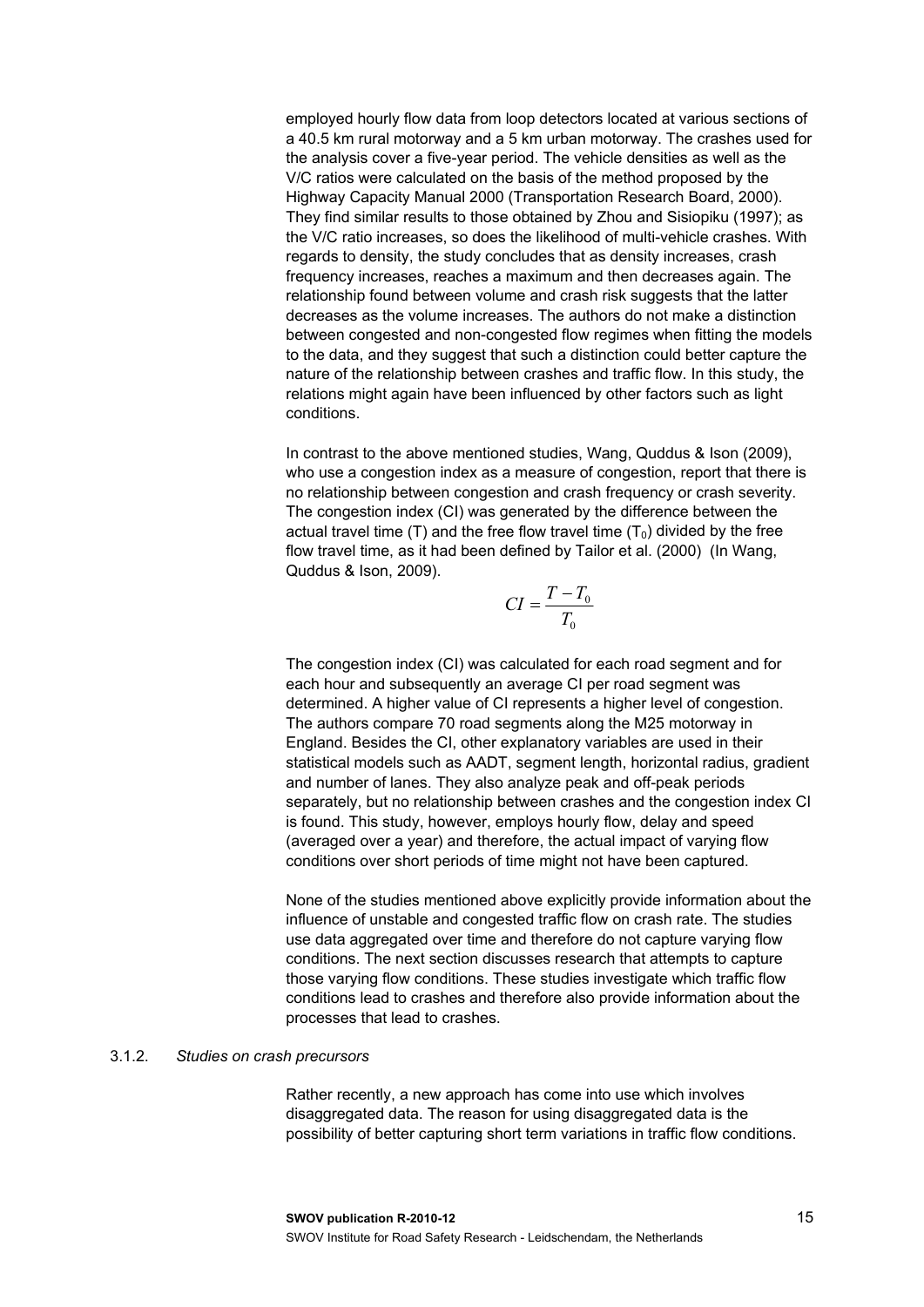employed hourly flow data from loop detectors located at various sections of a 40.5 km rural motorway and a 5 km urban motorway. The crashes used for the analysis cover a five-year period. The vehicle densities as well as the V/C ratios were calculated on the basis of the method proposed by the Highway Capacity Manual 2000 (Transportation Research Board, 2000). They find similar results to those obtained by Zhou and Sisiopiku (1997); as the V/C ratio increases, so does the likelihood of multi-vehicle crashes. With regards to density, the study concludes that as density increases, crash frequency increases, reaches a maximum and then decreases again. The relationship found between volume and crash risk suggests that the latter decreases as the volume increases. The authors do not make a distinction between congested and non-congested flow regimes when fitting the models to the data, and they suggest that such a distinction could better capture the nature of the relationship between crashes and traffic flow. In this study, the relations might again have been influenced by other factors such as light conditions.

In contrast to the above mentioned studies, Wang, Quddus & Ison (2009), who use a congestion index as a measure of congestion, report that there is no relationship between congestion and crash frequency or crash severity. The congestion index (CI) was generated by the difference between the actual travel time (T) and the free flow travel time ($T_0$) divided by the free flow travel time, as it had been defined by Tailor et al. (2000) (In Wang, Quddus & Ison, 2009).

$$CI = \frac{T - T_0}{T_0}$$

The congestion index (CI) was calculated for each road segment and for each hour and subsequently an average CI per road segment was determined. A higher value of CI represents a higher level of congestion. The authors compare 70 road segments along the M25 motorway in England. Besides the CI, other explanatory variables are used in their statistical models such as AADT, segment length, horizontal radius, gradient and number of lanes. They also analyze peak and off-peak periods separately, but no relationship between crashes and the congestion index CI is found. This study, however, employs hourly flow, delay and speed (averaged over a year) and therefore, the actual impact of varying flow conditions over short periods of time might not have been captured.

None of the studies mentioned above explicitly provide information about the influence of unstable and congested traffic flow on crash rate. The studies use data aggregated over time and therefore do not capture varying flow conditions. The next section discusses research that attempts to capture those varying flow conditions. These studies investigate which traffic flow conditions lead to crashes and therefore also provide information about the processes that lead to crashes.

### 3.1.2. *Studies on crash precursors*

Rather recently, a new approach has come into use which involves disaggregated data. The reason for using disaggregated data is the possibility of better capturing short term variations in traffic flow conditions.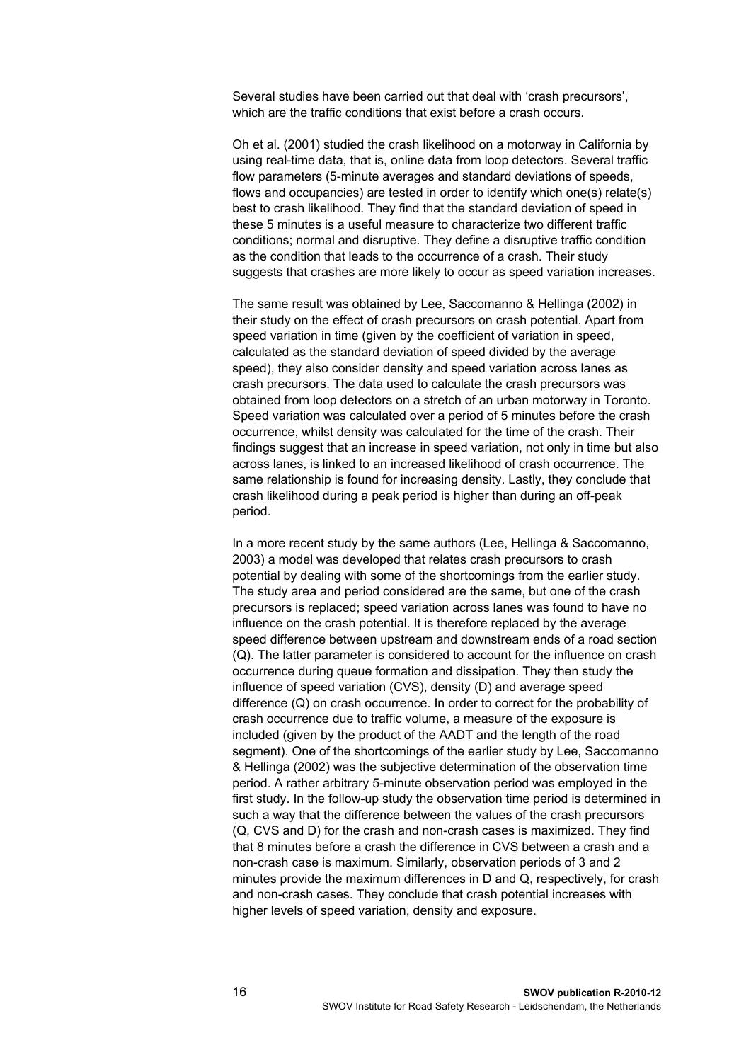Several studies have been carried out that deal with 'crash precursors', which are the traffic conditions that exist before a crash occurs.

Oh et al. (2001) studied the crash likelihood on a motorway in California by using real-time data, that is, online data from loop detectors. Several traffic flow parameters (5-minute averages and standard deviations of speeds, flows and occupancies) are tested in order to identify which one(s) relate(s) best to crash likelihood. They find that the standard deviation of speed in these 5 minutes is a useful measure to characterize two different traffic conditions; normal and disruptive. They define a disruptive traffic condition as the condition that leads to the occurrence of a crash. Their study suggests that crashes are more likely to occur as speed variation increases.

The same result was obtained by Lee, Saccomanno & Hellinga (2002) in their study on the effect of crash precursors on crash potential. Apart from speed variation in time (given by the coefficient of variation in speed, calculated as the standard deviation of speed divided by the average speed), they also consider density and speed variation across lanes as crash precursors. The data used to calculate the crash precursors was obtained from loop detectors on a stretch of an urban motorway in Toronto. Speed variation was calculated over a period of 5 minutes before the crash occurrence, whilst density was calculated for the time of the crash. Their findings suggest that an increase in speed variation, not only in time but also across lanes, is linked to an increased likelihood of crash occurrence. The same relationship is found for increasing density. Lastly, they conclude that crash likelihood during a peak period is higher than during an off-peak period.

In a more recent study by the same authors (Lee, Hellinga & Saccomanno, 2003) a model was developed that relates crash precursors to crash potential by dealing with some of the shortcomings from the earlier study. The study area and period considered are the same, but one of the crash precursors is replaced; speed variation across lanes was found to have no influence on the crash potential. It is therefore replaced by the average speed difference between upstream and downstream ends of a road section (Q). The latter parameter is considered to account for the influence on crash occurrence during queue formation and dissipation. They then study the influence of speed variation (CVS), density (D) and average speed difference (Q) on crash occurrence. In order to correct for the probability of crash occurrence due to traffic volume, a measure of the exposure is included (given by the product of the AADT and the length of the road segment). One of the shortcomings of the earlier study by Lee, Saccomanno & Hellinga (2002) was the subjective determination of the observation time period. A rather arbitrary 5-minute observation period was employed in the first study. In the follow-up study the observation time period is determined in such a way that the difference between the values of the crash precursors (Q, CVS and D) for the crash and non-crash cases is maximized. They find that 8 minutes before a crash the difference in CVS between a crash and a non-crash case is maximum. Similarly, observation periods of 3 and 2 minutes provide the maximum differences in D and Q, respectively, for crash and non-crash cases. They conclude that crash potential increases with higher levels of speed variation, density and exposure.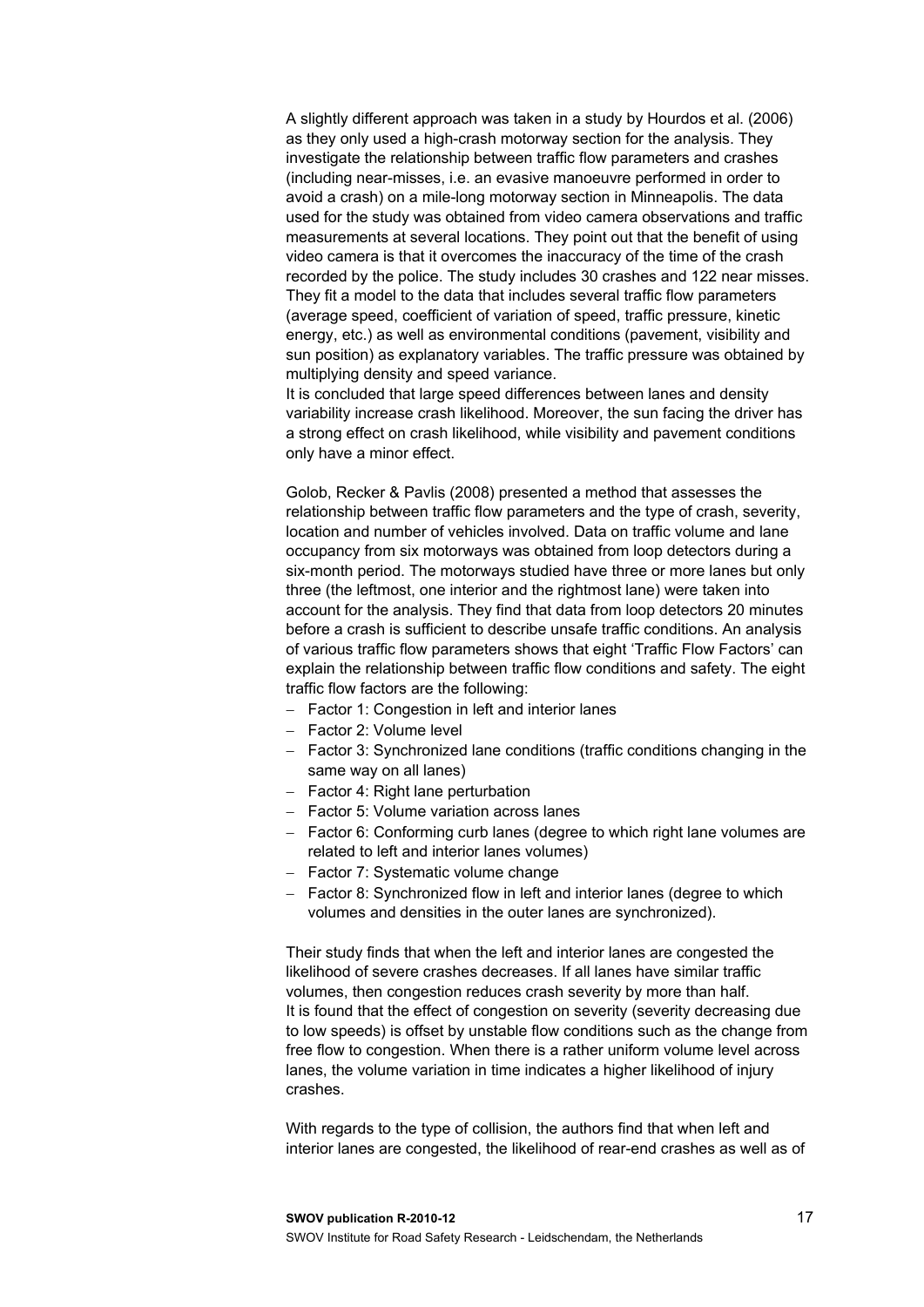A slightly different approach was taken in a study by Hourdos et al. (2006) as they only used a high-crash motorway section for the analysis. They investigate the relationship between traffic flow parameters and crashes (including near-misses, i.e. an evasive manoeuvre performed in order to avoid a crash) on a mile-long motorway section in Minneapolis. The data used for the study was obtained from video camera observations and traffic measurements at several locations. They point out that the benefit of using video camera is that it overcomes the inaccuracy of the time of the crash recorded by the police. The study includes 30 crashes and 122 near misses. They fit a model to the data that includes several traffic flow parameters (average speed, coefficient of variation of speed, traffic pressure, kinetic energy, etc.) as well as environmental conditions (pavement, visibility and sun position) as explanatory variables. The traffic pressure was obtained by multiplying density and speed variance.
It is concluded that large speed differences between lanes and density variability increase crash likelihood. Moreover, the sun facing the driver has a strong effect on crash likelihood, while visibility and pavement conditions only have a minor effect.

Golob, Recker & Pavlis (2008) presented a method that assesses the relationship between traffic flow parameters and the type of crash, severity, location and number of vehicles involved. Data on traffic volume and lane occupancy from six motorways was obtained from loop detectors during a six-month period. The motorways studied have three or more lanes but only three (the leftmost, one interior and the rightmost lane) were taken into account for the analysis. They find that data from loop detectors 20 minutes before a crash is sufficient to describe unsafe traffic conditions. An analysis of various traffic flow parameters shows that eight 'Traffic Flow Factors' can explain the relationship between traffic flow conditions and safety. The eight traffic flow factors are the following:

- Factor 1: Congestion in left and interior lanes
- Factor 2: Volume level
- Factor 3: Synchronized lane conditions (traffic conditions changing in the same way on all lanes)
- Factor 4: Right lane perturbation
- Factor 5: Volume variation across lanes
- Factor 6: Conforming curb lanes (degree to which right lane volumes are related to left and interior lanes volumes)
- Factor 7: Systematic volume change
- Factor 8: Synchronized flow in left and interior lanes (degree to which volumes and densities in the outer lanes are synchronized).

Their study finds that when the left and interior lanes are congested the likelihood of severe crashes decreases. If all lanes have similar traffic volumes, then congestion reduces crash severity by more than half.
It is found that the effect of congestion on severity (severity decreasing due to low speeds) is offset by unstable flow conditions such as the change from free flow to congestion. When there is a rather uniform volume level across lanes, the volume variation in time indicates a higher likelihood of injury crashes.

With regards to the type of collision, the authors find that when left and interior lanes are congested, the likelihood of rear-end crashes as well as of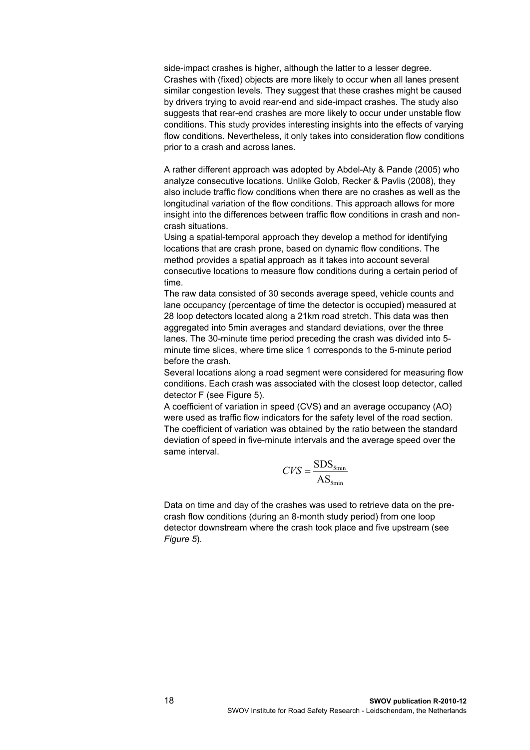side-impact crashes is higher, although the latter to a lesser degree. Crashes with (fixed) objects are more likely to occur when all lanes present similar congestion levels. They suggest that these crashes might be caused by drivers trying to avoid rear-end and side-impact crashes. The study also suggests that rear-end crashes are more likely to occur under unstable flow conditions. This study provides interesting insights into the effects of varying flow conditions. Nevertheless, it only takes into consideration flow conditions prior to a crash and across lanes.

A rather different approach was adopted by Abdel-Aty & Pande (2005) who analyze consecutive locations. Unlike Golob, Recker & Pavlis (2008), they also include traffic flow conditions when there are no crashes as well as the longitudinal variation of the flow conditions. This approach allows for more insight into the differences between traffic flow conditions in crash and non-crash situations.
Using a spatial-temporal approach they develop a method for identifying locations that are crash prone, based on dynamic flow conditions. The method provides a spatial approach as it takes into account several consecutive locations to measure flow conditions during a certain period of time.
The raw data consisted of 30 seconds average speed, vehicle counts and lane occupancy (percentage of time the detector is occupied) measured at 28 loop detectors located along a 21km road stretch. This data was then aggregated into 5min averages and standard deviations, over the three lanes. The 30-minute time period preceding the crash was divided into 5-minute time slices, where time slice 1 corresponds to the 5-minute period before the crash.
Several locations along a road segment were considered for measuring flow conditions. Each crash was associated with the closest loop detector, called detector F (see Figure 5).
A coefficient of variation in speed (CVS) and an average occupancy (AO) were used as traffic flow indicators for the safety level of the road section. The coefficient of variation was obtained by the ratio between the standard deviation of speed in five-minute intervals and the average speed over the same interval.

$$CVS = \frac{\mathrm{SDS}_{5\min}}{\mathrm{AS}_{5\min}}$$

Data on time and day of the crashes was used to retrieve data on the pre-crash flow conditions (during an 8-month study period) from one loop detector downstream where the crash took place and five upstream (see *Figure 5*).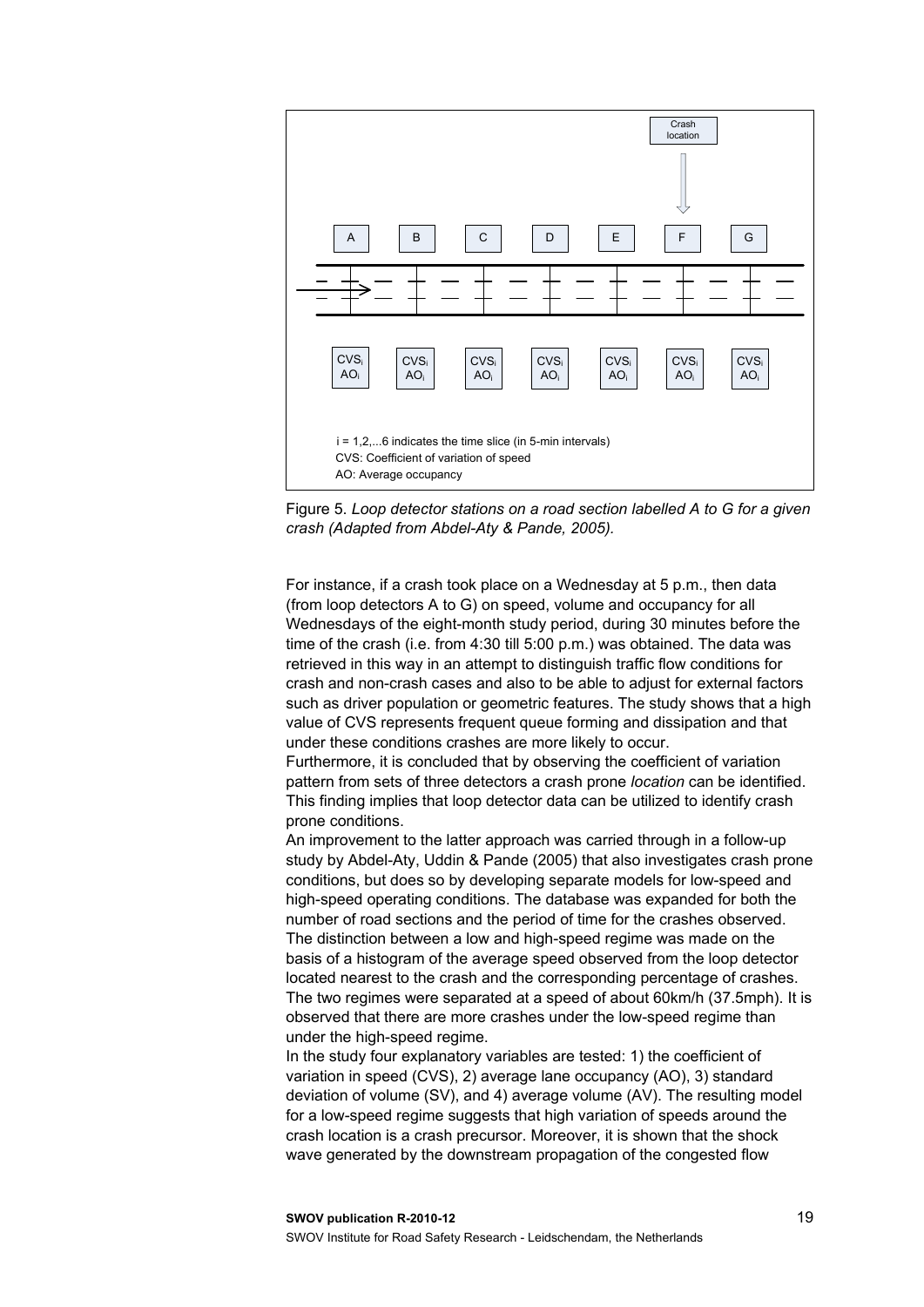Figure 5. *Loop detector stations on a road section labelled A to G for a given crash (Adapted from Abdel-Aty & Pande, 2005).*

For instance, if a crash took place on a Wednesday at 5 p.m., then data (from loop detectors A to G) on speed, volume and occupancy for all Wednesdays of the eight-month study period, during 30 minutes before the time of the crash (i.e. from 4:30 till 5:00 p.m.) was obtained. The data was retrieved in this way in an attempt to distinguish traffic flow conditions for crash and non-crash cases and also to be able to adjust for external factors such as driver population or geometric features. The study shows that a high value of CVS represents frequent queue forming and dissipation and that under these conditions crashes are more likely to occur.
Furthermore, it is concluded that by observing the coefficient of variation pattern from sets of three detectors a crash prone *location* can be identified. This finding implies that loop detector data can be utilized to identify crash prone conditions.
An improvement to the latter approach was carried through in a follow-up study by Abdel-Aty, Uddin & Pande (2005) that also investigates crash prone conditions, but does so by developing separate models for low-speed and high-speed operating conditions. The database was expanded for both the number of road sections and the period of time for the crashes observed. The distinction between a low and high-speed regime was made on the basis of a histogram of the average speed observed from the loop detector located nearest to the crash and the corresponding percentage of crashes. The two regimes were separated at a speed of about 60km/h (37.5mph). It is observed that there are more crashes under the low-speed regime than under the high-speed regime.
In the study four explanatory variables are tested: 1) the coefficient of variation in speed (CVS), 2) average lane occupancy (AO), 3) standard deviation of volume (SV), and 4) average volume (AV). The resulting model for a low-speed regime suggests that high variation of speeds around the crash location is a crash precursor. Moreover, it is shown that the shock wave generated by the downstream propagation of the congested flow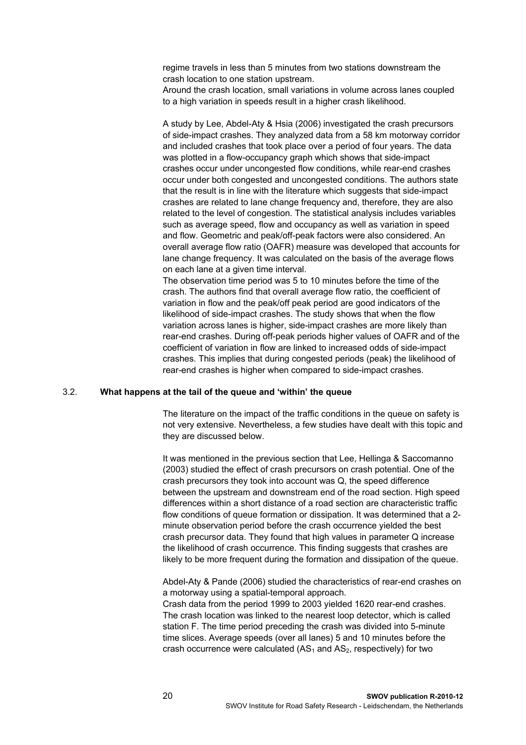regime travels in less than 5 minutes from two stations downstream the crash location to one station upstream.
Around the crash location, small variations in volume across lanes coupled to a high variation in speeds result in a higher crash likelihood.

A study by Lee, Abdel-Aty & Hsia (2006) investigated the crash precursors of side-impact crashes. They analyzed data from a 58 km motorway corridor and included crashes that took place over a period of four years. The data was plotted in a flow-occupancy graph which shows that side-impact crashes occur under uncongested flow conditions, while rear-end crashes occur under both congested and uncongested conditions. The authors state that the result is in line with the literature which suggests that side-impact crashes are related to lane change frequency and, therefore, they are also related to the level of congestion. The statistical analysis includes variables such as average speed, flow and occupancy as well as variation in speed and flow. Geometric and peak/off-peak factors were also considered. An overall average flow ratio (OAFR) measure was developed that accounts for lane change frequency. It was calculated on the basis of the average flows on each lane at a given time interval.
The observation time period was 5 to 10 minutes before the time of the crash. The authors find that overall average flow ratio, the coefficient of variation in flow and the peak/off peak period are good indicators of the likelihood of side-impact crashes. The study shows that when the flow variation across lanes is higher, side-impact crashes are more likely than rear-end crashes. During off-peak periods higher values of OAFR and of the coefficient of variation in flow are linked to increased odds of side-impact crashes. This implies that during congested periods (peak) the likelihood of rear-end crashes is higher when compared to side-impact crashes.

## 3.2. What happens at the tail of the queue and 'within' the queue

The literature on the impact of the traffic conditions in the queue on safety is not very extensive. Nevertheless, a few studies have dealt with this topic and they are discussed below.

It was mentioned in the previous section that Lee, Hellinga & Saccomanno (2003) studied the effect of crash precursors on crash potential. One of the crash precursors they took into account was Q, the speed difference between the upstream and downstream end of the road section. High speed differences within a short distance of a road section are characteristic traffic flow conditions of queue formation or dissipation. It was determined that a 2-minute observation period before the crash occurrence yielded the best crash precursor data. They found that high values in parameter Q increase the likelihood of crash occurrence. This finding suggests that crashes are likely to be more frequent during the formation and dissipation of the queue.

Abdel-Aty & Pande (2006) studied the characteristics of rear-end crashes on a motorway using a spatial-temporal approach.
Crash data from the period 1999 to 2003 yielded 1620 rear-end crashes. The crash location was linked to the nearest loop detector, which is called station F. The time period preceding the crash was divided into 5-minute time slices. Average speeds (over all lanes) 5 and 10 minutes before the crash occurrence were calculated ($AS_1$ and $AS_2$, respectively) for two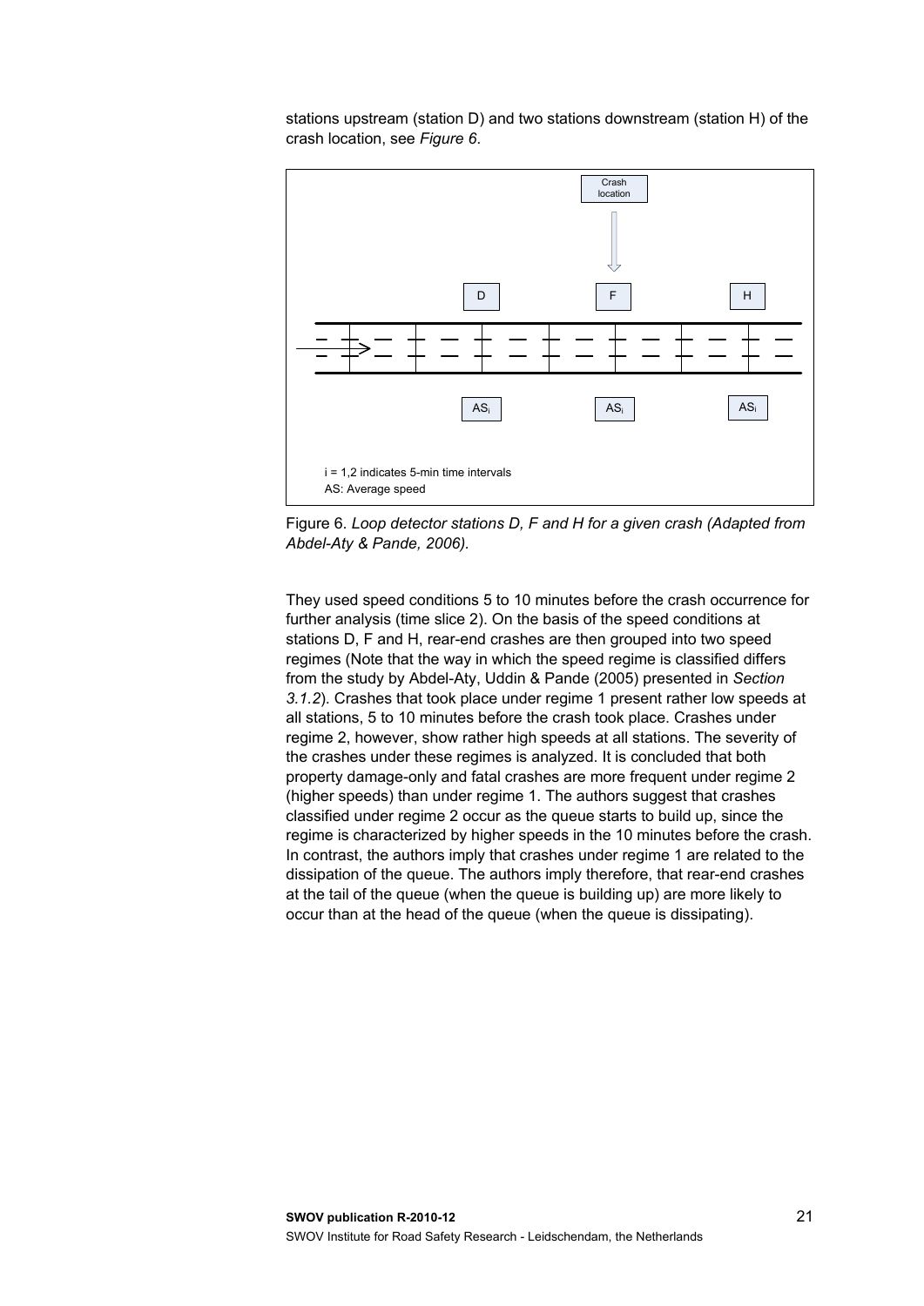stations upstream (station D) and two stations downstream (station H) of the crash location, see *Figure 6*.

Figure 6. *Loop detector stations D, F and H for a given crash (Adapted from Abdel-Aty & Pande, 2006).*

They used speed conditions 5 to 10 minutes before the crash occurrence for further analysis (time slice 2). On the basis of the speed conditions at stations D, F and H, rear-end crashes are then grouped into two speed regimes (Note that the way in which the speed regime is classified differs from the study by Abdel-Aty, Uddin & Pande (2005) presented in *Section 3.1.2*). Crashes that took place under regime 1 present rather low speeds at all stations, 5 to 10 minutes before the crash took place. Crashes under regime 2, however, show rather high speeds at all stations. The severity of the crashes under these regimes is analyzed. It is concluded that both property damage-only and fatal crashes are more frequent under regime 2 (higher speeds) than under regime 1. The authors suggest that crashes classified under regime 2 occur as the queue starts to build up, since the regime is characterized by higher speeds in the 10 minutes before the crash. In contrast, the authors imply that crashes under regime 1 are related to the dissipation of the queue. The authors imply therefore, that rear-end crashes at the tail of the queue (when the queue is building up) are more likely to occur than at the head of the queue (when the queue is dissipating).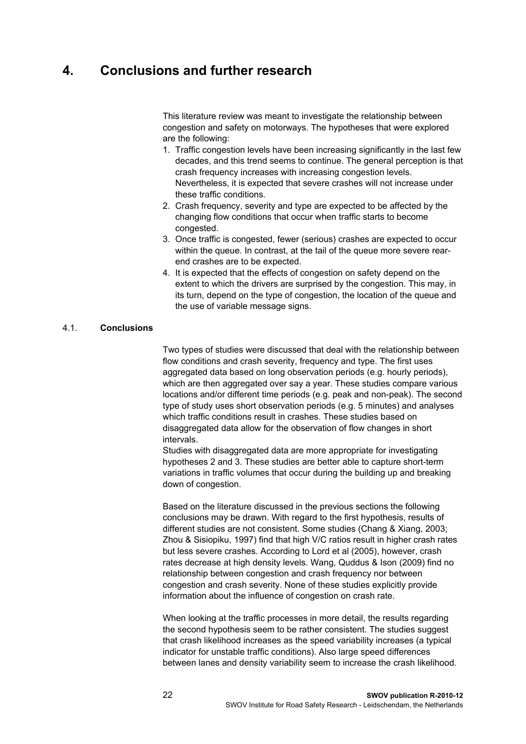# 4. Conclusions and further research

This literature review was meant to investigate the relationship between congestion and safety on motorways. The hypotheses that were explored are the following:

1. Traffic congestion levels have been increasing significantly in the last few decades, and this trend seems to continue. The general perception is that crash frequency increases with increasing congestion levels. Nevertheless, it is expected that severe crashes will not increase under these traffic conditions.
2. Crash frequency, severity and type are expected to be affected by the changing flow conditions that occur when traffic starts to become congested.
3. Once traffic is congested, fewer (serious) crashes are expected to occur within the queue. In contrast, at the tail of the queue more severe rear-end crashes are to be expected.
4. It is expected that the effects of congestion on safety depend on the extent to which the drivers are surprised by the congestion. This may, in its turn, depend on the type of congestion, the location of the queue and the use of variable message signs.

## 4.1. Conclusions

Two types of studies were discussed that deal with the relationship between flow conditions and crash severity, frequency and type. The first uses aggregated data based on long observation periods (e.g. hourly periods), which are then aggregated over say a year. These studies compare various locations and/or different time periods (e.g. peak and non-peak). The second type of study uses short observation periods (e.g. 5 minutes) and analyses which traffic conditions result in crashes. These studies based on disaggregated data allow for the observation of flow changes in short intervals.
Studies with disaggregated data are more appropriate for investigating hypotheses 2 and 3. These studies are better able to capture short-term variations in traffic volumes that occur during the building up and breaking down of congestion.

Based on the literature discussed in the previous sections the following conclusions may be drawn. With regard to the first hypothesis, results of different studies are not consistent. Some studies (Chang & Xiang, 2003; Zhou & Sisiopiku, 1997) find that high V/C ratios result in higher crash rates but less severe crashes. According to Lord et al (2005), however, crash rates decrease at high density levels. Wang, Quddus & Ison (2009) find no relationship between congestion and crash frequency nor between congestion and crash severity. None of these studies explicitly provide information about the influence of congestion on crash rate.

When looking at the traffic processes in more detail, the results regarding the second hypothesis seem to be rather consistent. The studies suggest that crash likelihood increases as the speed variability increases (a typical indicator for unstable traffic conditions). Also large speed differences between lanes and density variability seem to increase the crash likelihood.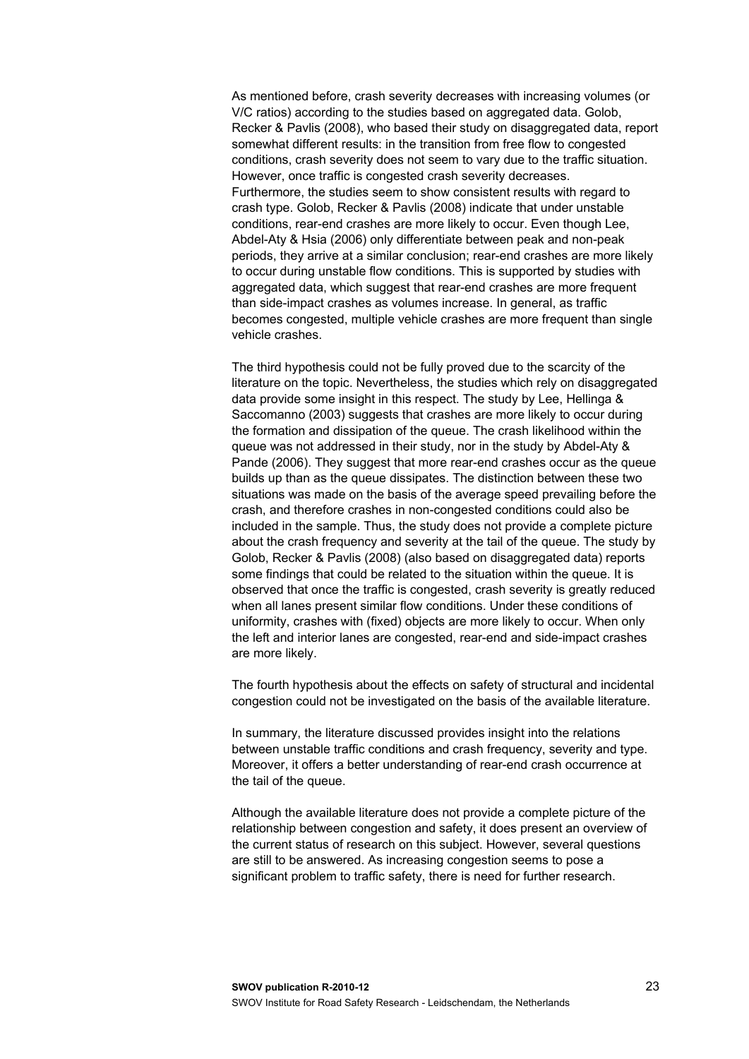As mentioned before, crash severity decreases with increasing volumes (or V/C ratios) according to the studies based on aggregated data. Golob, Recker & Pavlis (2008), who based their study on disaggregated data, report somewhat different results: in the transition from free flow to congested conditions, crash severity does not seem to vary due to the traffic situation. However, once traffic is congested crash severity decreases.
Furthermore, the studies seem to show consistent results with regard to crash type. Golob, Recker & Pavlis (2008) indicate that under unstable conditions, rear-end crashes are more likely to occur. Even though Lee, Abdel-Aty & Hsia (2006) only differentiate between peak and non-peak periods, they arrive at a similar conclusion; rear-end crashes are more likely to occur during unstable flow conditions. This is supported by studies with aggregated data, which suggest that rear-end crashes are more frequent than side-impact crashes as volumes increase. In general, as traffic becomes congested, multiple vehicle crashes are more frequent than single vehicle crashes.

The third hypothesis could not be fully proved due to the scarcity of the literature on the topic. Nevertheless, the studies which rely on disaggregated data provide some insight in this respect. The study by Lee, Hellinga & Saccomanno (2003) suggests that crashes are more likely to occur during the formation and dissipation of the queue. The crash likelihood within the queue was not addressed in their study, nor in the study by Abdel-Aty & Pande (2006). They suggest that more rear-end crashes occur as the queue builds up than as the queue dissipates. The distinction between these two situations was made on the basis of the average speed prevailing before the crash, and therefore crashes in non-congested conditions could also be included in the sample. Thus, the study does not provide a complete picture about the crash frequency and severity at the tail of the queue. The study by Golob, Recker & Pavlis (2008) (also based on disaggregated data) reports some findings that could be related to the situation within the queue. It is observed that once the traffic is congested, crash severity is greatly reduced when all lanes present similar flow conditions. Under these conditions of uniformity, crashes with (fixed) objects are more likely to occur. When only the left and interior lanes are congested, rear-end and side-impact crashes are more likely.

The fourth hypothesis about the effects on safety of structural and incidental congestion could not be investigated on the basis of the available literature.

In summary, the literature discussed provides insight into the relations between unstable traffic conditions and crash frequency, severity and type. Moreover, it offers a better understanding of rear-end crash occurrence at the tail of the queue.

Although the available literature does not provide a complete picture of the relationship between congestion and safety, it does present an overview of the current status of research on this subject. However, several questions are still to be answered. As increasing congestion seems to pose a significant problem to traffic safety, there is need for further research.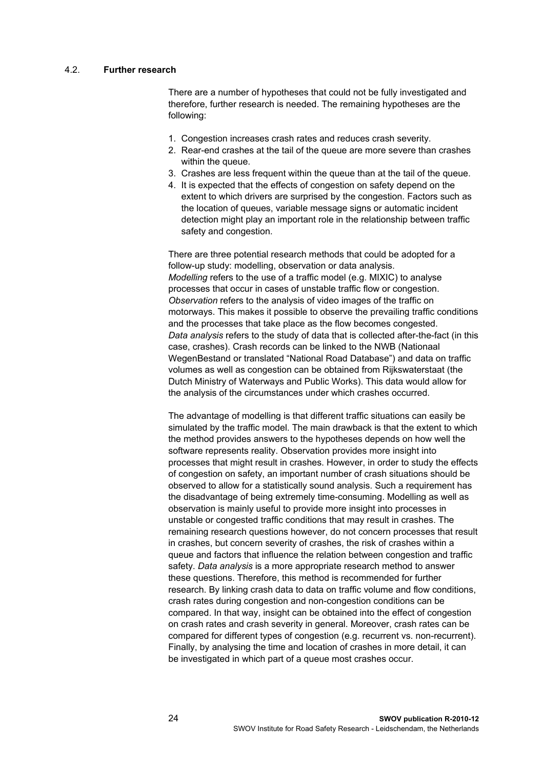## 4.2. Further research

There are a number of hypotheses that could not be fully investigated and therefore, further research is needed. The remaining hypotheses are the following:

1. Congestion increases crash rates and reduces crash severity.
2. Rear-end crashes at the tail of the queue are more severe than crashes within the queue.
3. Crashes are less frequent within the queue than at the tail of the queue.
4. It is expected that the effects of congestion on safety depend on the extent to which drivers are surprised by the congestion. Factors such as the location of queues, variable message signs or automatic incident detection might play an important role in the relationship between traffic safety and congestion.

There are three potential research methods that could be adopted for a follow-up study: modelling, observation or data analysis.
*Modelling* refers to the use of a traffic model (e.g. MIXIC) to analyse processes that occur in cases of unstable traffic flow or congestion.
*Observation* refers to the analysis of video images of the traffic on motorways. This makes it possible to observe the prevailing traffic conditions and the processes that take place as the flow becomes congested.
*Data analysis* refers to the study of data that is collected after-the-fact (in this case, crashes). Crash records can be linked to the NWB (Nationaal WegenBestand or translated "National Road Database") and data on traffic volumes as well as congestion can be obtained from Rijkswaterstaat (the Dutch Ministry of Waterways and Public Works). This data would allow for the analysis of the circumstances under which crashes occurred.

The advantage of modelling is that different traffic situations can easily be simulated by the traffic model. The main drawback is that the extent to which the method provides answers to the hypotheses depends on how well the software represents reality. Observation provides more insight into processes that might result in crashes. However, in order to study the effects of congestion on safety, an important number of crash situations should be observed to allow for a statistically sound analysis. Such a requirement has the disadvantage of being extremely time-consuming. Modelling as well as observation is mainly useful to provide more insight into processes in unstable or congested traffic conditions that may result in crashes. The remaining research questions however, do not concern processes that result in crashes, but concern severity of crashes, the risk of crashes within a queue and factors that influence the relation between congestion and traffic safety. *Data analysis* is a more appropriate research method to answer these questions. Therefore, this method is recommended for further research. By linking crash data to data on traffic volume and flow conditions, crash rates during congestion and non-congestion conditions can be compared. In that way, insight can be obtained into the effect of congestion on crash rates and crash severity in general. Moreover, crash rates can be compared for different types of congestion (e.g. recurrent vs. non-recurrent). Finally, by analysing the time and location of crashes in more detail, it can be investigated in which part of a queue most crashes occur.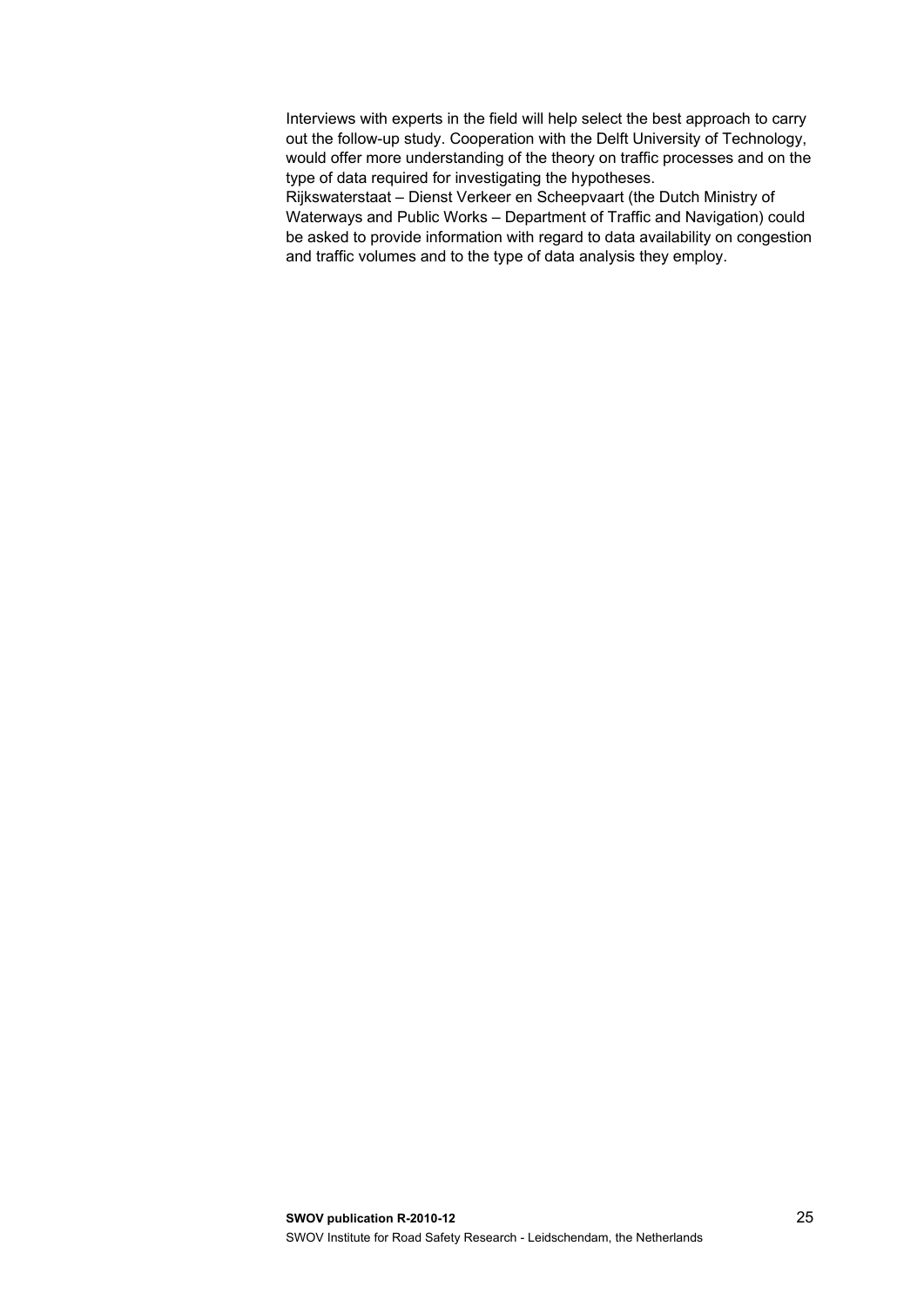Interviews with experts in the field will help select the best approach to carry out the follow-up study. Cooperation with the Delft University of Technology, would offer more understanding of the theory on traffic processes and on the type of data required for investigating the hypotheses.

Rijkswaterstaat – Dienst Verkeer en Scheepvaart (the Dutch Ministry of Waterways and Public Works – Department of Traffic and Navigation) could be asked to provide information with regard to data availability on congestion and traffic volumes and to the type of data analysis they employ.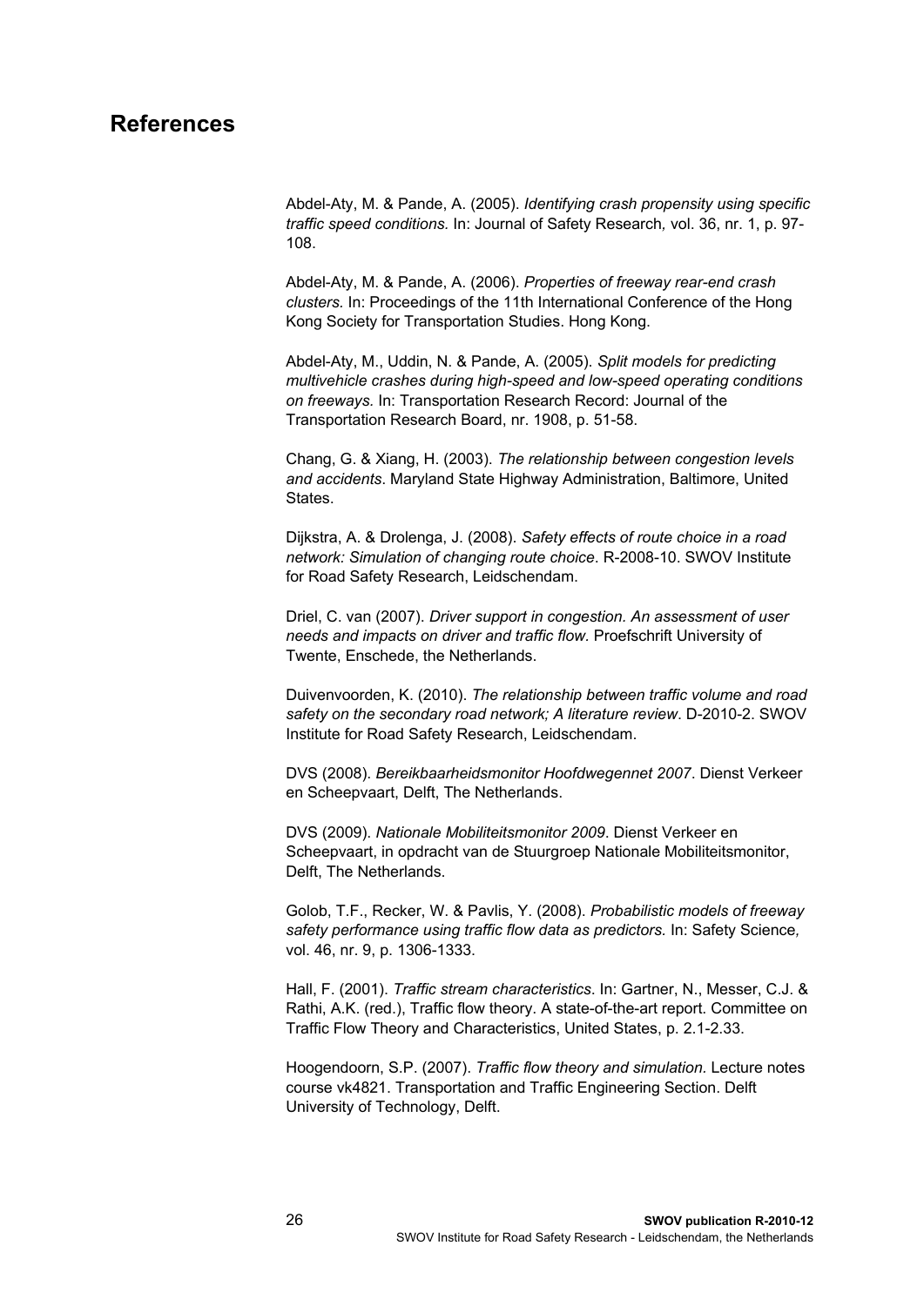# References

Abdel-Aty, M. & Pande, A. (2005). *Identifying crash propensity using specific traffic speed conditions.* In: Journal of Safety Research, vol. 36, nr. 1, p. 97-108.

Abdel-Aty, M. & Pande, A. (2006). *Properties of freeway rear-end crash clusters.* In: Proceedings of the 11th International Conference of the Hong Kong Society for Transportation Studies. Hong Kong.

Abdel-Aty, M., Uddin, N. & Pande, A. (2005). *Split models for predicting multivehicle crashes during high-speed and low-speed operating conditions on freeways.* In: Transportation Research Record: Journal of the Transportation Research Board, nr. 1908, p. 51-58.

Chang, G. & Xiang, H. (2003). *The relationship between congestion levels and accidents*. Maryland State Highway Administration, Baltimore, United States.

Dijkstra, A. & Drolenga, J. (2008). *Safety effects of route choice in a road network: Simulation of changing route choice*. R-2008-10. SWOV Institute for Road Safety Research, Leidschendam.

Driel, C. van (2007). *Driver support in congestion. An assessment of user needs and impacts on driver and traffic flow.* Proefschrift University of Twente, Enschede, the Netherlands.

Duivenvoorden, K. (2010). *The relationship between traffic volume and road safety on the secondary road network; A literature review*. D-2010-2. SWOV Institute for Road Safety Research, Leidschendam.

DVS (2008). *Bereikbaarheidsmonitor Hoofdwegennet 2007*. Dienst Verkeer en Scheepvaart, Delft, The Netherlands.

DVS (2009). *Nationale Mobiliteitsmonitor 2009*. Dienst Verkeer en Scheepvaart, in opdracht van de Stuurgroep Nationale Mobiliteitsmonitor, Delft, The Netherlands.

Golob, T.F., Recker, W. & Pavlis, Y. (2008). *Probabilistic models of freeway safety performance using traffic flow data as predictors.* In: Safety Science, vol. 46, nr. 9, p. 1306-1333.

Hall, F. (2001). *Traffic stream characteristics*. In: Gartner, N., Messer, C.J. & Rathi, A.K. (red.), Traffic flow theory. A state-of-the-art report. Committee on Traffic Flow Theory and Characteristics, United States, p. 2.1-2.33.

Hoogendoorn, S.P. (2007). *Traffic flow theory and simulation.* Lecture notes course vk4821. Transportation and Traffic Engineering Section. Delft University of Technology, Delft.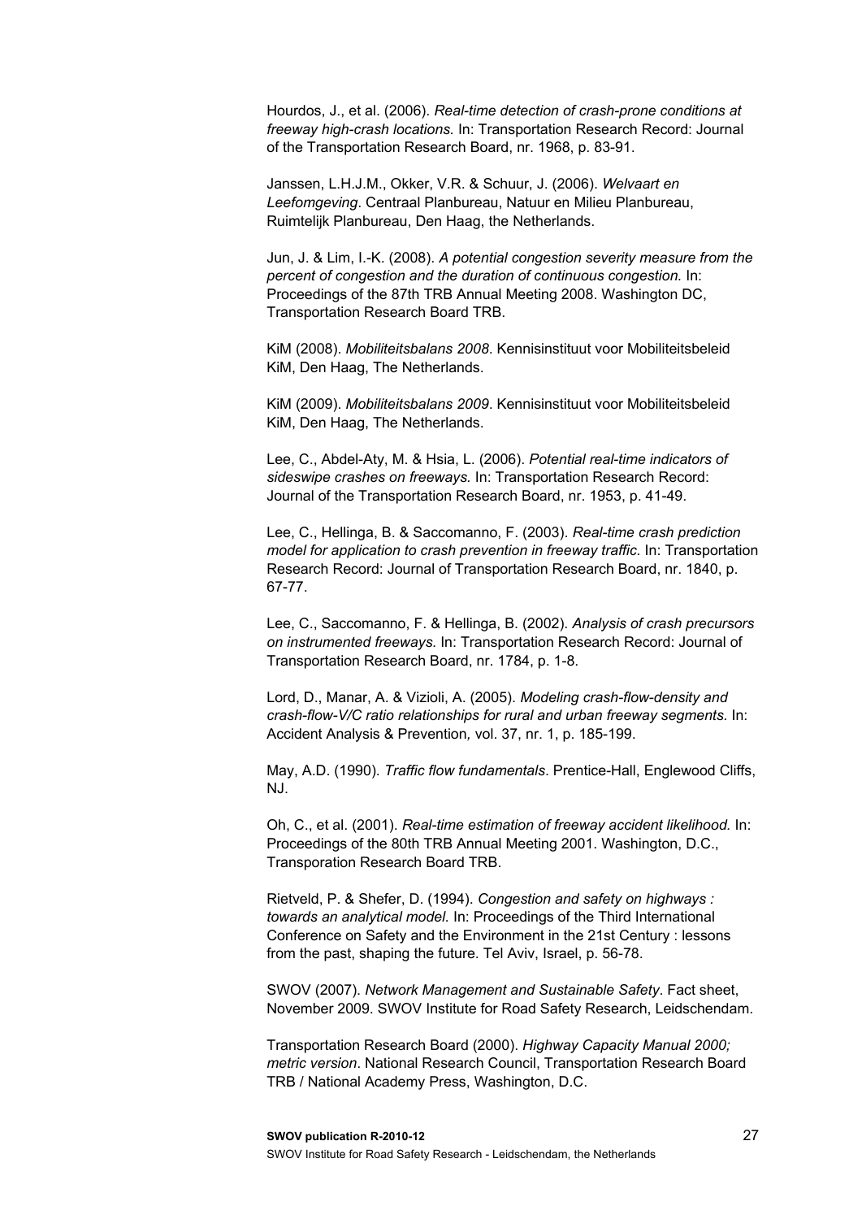Hourdos, J., et al. (2006). *Real-time detection of crash-prone conditions at freeway high-crash locations.* In: Transportation Research Record: Journal of the Transportation Research Board, nr. 1968, p. 83-91.

Janssen, L.H.J.M., Okker, V.R. & Schuur, J. (2006). *Welvaart en Leefomgeving*. Centraal Planbureau, Natuur en Milieu Planbureau, Ruimtelijk Planbureau, Den Haag, the Netherlands.

Jun, J. & Lim, I.-K. (2008). *A potential congestion severity measure from the percent of congestion and the duration of continuous congestion.* In: Proceedings of the 87th TRB Annual Meeting 2008. Washington DC, Transportation Research Board TRB.

KiM (2008). *Mobiliteitsbalans 2008*. Kennisinstituut voor Mobiliteitsbeleid KiM, Den Haag, The Netherlands.

KiM (2009). *Mobiliteitsbalans 2009*. Kennisinstituut voor Mobiliteitsbeleid KiM, Den Haag, The Netherlands.

Lee, C., Abdel-Aty, M. & Hsia, L. (2006). *Potential real-time indicators of sideswipe crashes on freeways.* In: Transportation Research Record: Journal of the Transportation Research Board, nr. 1953, p. 41-49.

Lee, C., Hellinga, B. & Saccomanno, F. (2003). *Real-time crash prediction model for application to crash prevention in freeway traffic.* In: Transportation Research Record: Journal of Transportation Research Board, nr. 1840, p. 67-77.

Lee, C., Saccomanno, F. & Hellinga, B. (2002). *Analysis of crash precursors on instrumented freeways.* In: Transportation Research Record: Journal of Transportation Research Board, nr. 1784, p. 1-8.

Lord, D., Manar, A. & Vizioli, A. (2005). *Modeling crash-flow-density and crash-flow-V/C ratio relationships for rural and urban freeway segments.* In: Accident Analysis & Prevention*,* vol. 37, nr. 1, p. 185-199.

May, A.D. (1990). *Traffic flow fundamentals*. Prentice-Hall, Englewood Cliffs, NJ.

Oh, C., et al. (2001). *Real-time estimation of freeway accident likelihood.* In: Proceedings of the 80th TRB Annual Meeting 2001. Washington, D.C., Transporation Research Board TRB.

Rietveld, P. & Shefer, D. (1994). *Congestion and safety on highways : towards an analytical model.* In: Proceedings of the Third International Conference on Safety and the Environment in the 21st Century : lessons from the past, shaping the future. Tel Aviv, Israel, p. 56-78.

SWOV (2007). *Network Management and Sustainable Safety*. Fact sheet, November 2009. SWOV Institute for Road Safety Research, Leidschendam.

Transportation Research Board (2000). *Highway Capacity Manual 2000; metric version*. National Research Council, Transportation Research Board TRB / National Academy Press, Washington, D.C.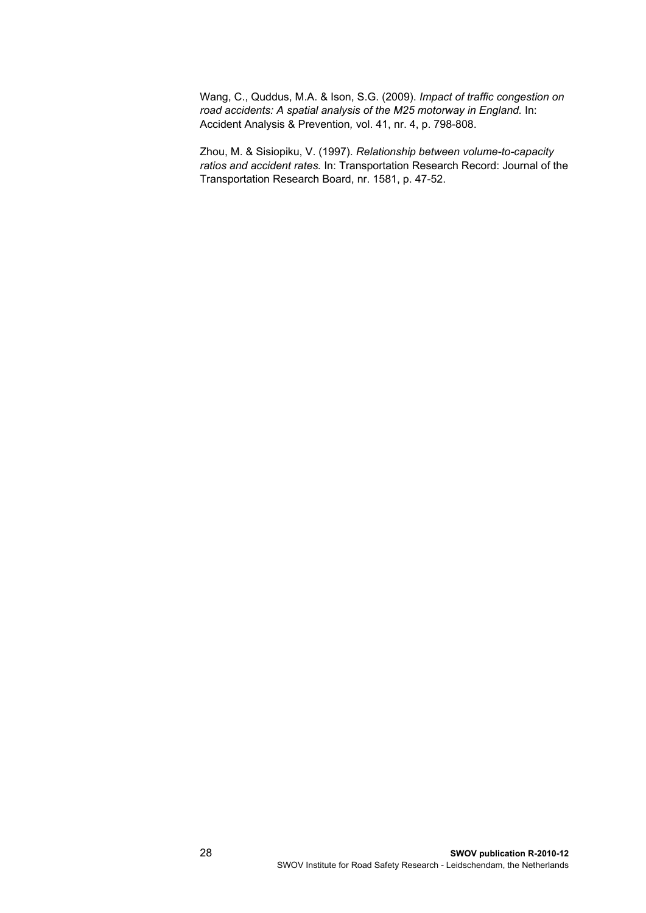Wang, C., Quddus, M.A. & Ison, S.G. (2009). *Impact of traffic congestion on road accidents: A spatial analysis of the M25 motorway in England.* In: Accident Analysis & Prevention*,* vol. 41, nr. 4, p. 798-808.

Zhou, M. & Sisiopiku, V. (1997). *Relationship between volume-to-capacity ratios and accident rates.* In: Transportation Research Record: Journal of the Transportation Research Board, nr. 1581, p. 47-52.